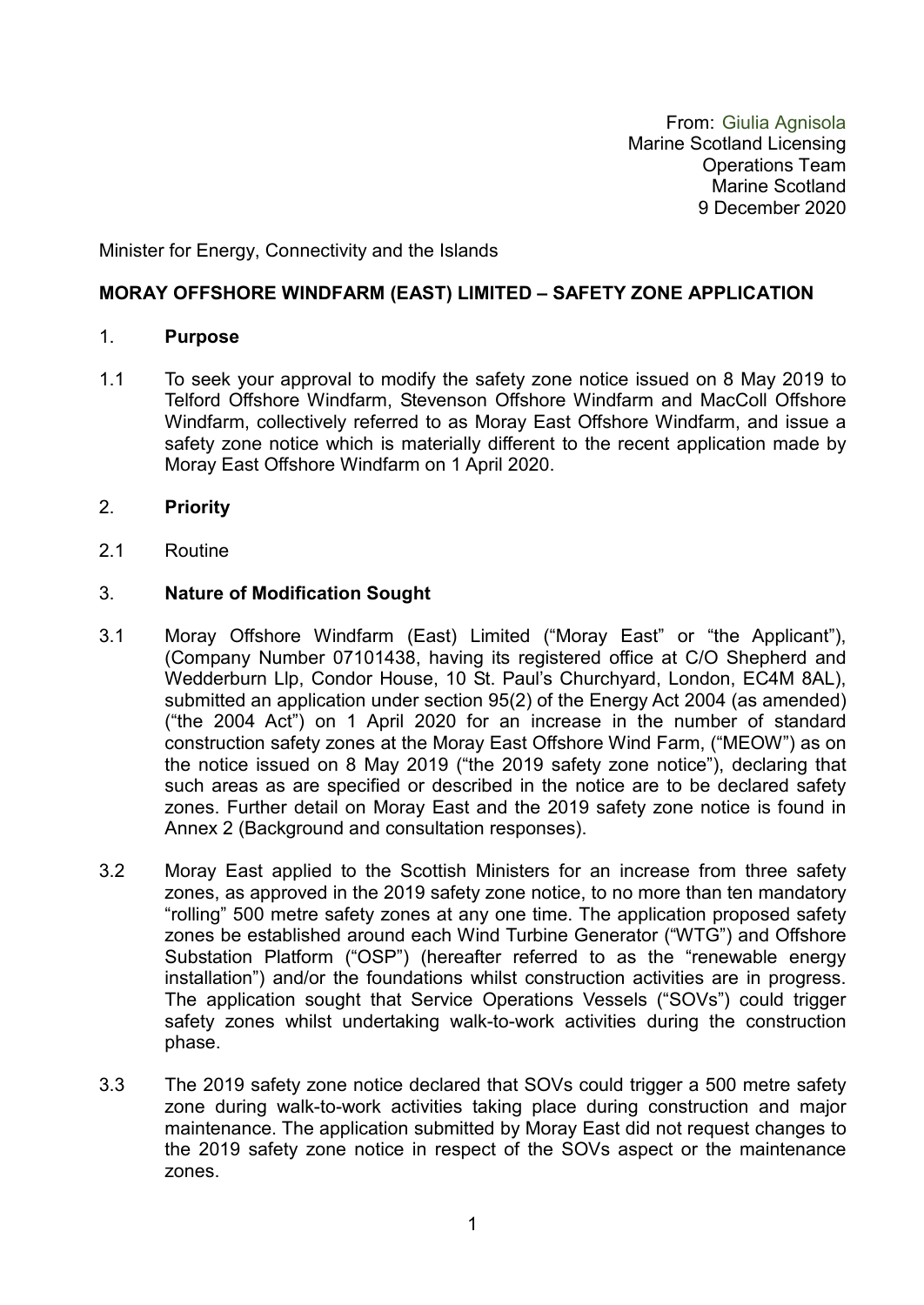From: Giulia Agnisola
Marine Scotland Licensing
Operations Team
Marine Scotland
9 December 2020

Minister for Energy, Connectivity and the Islands

**MORAY OFFSHORE WINDFARM (EAST) LIMITED – SAFETY ZONE APPLICATION**

1. **Purpose**

1.1 To seek your approval to modify the safety zone notice issued on 8 May 2019 to Telford Offshore Windfarm, Stevenson Offshore Windfarm and MacColl Offshore Windfarm, collectively referred to as Moray East Offshore Windfarm, and issue a safety zone notice which is materially different to the recent application made by Moray East Offshore Windfarm on 1 April 2020.

2. **Priority**

2.1 Routine

3. **Nature of Modification Sought**

3.1 Moray Offshore Windfarm (East) Limited ("Moray East" or "the Applicant"), (Company Number 07101438, having its registered office at C/O Shepherd and Wedderburn Llp, Condor House, 10 St. Paul's Churchyard, London, EC4M 8AL), submitted an application under section 95(2) of the Energy Act 2004 (as amended) ("the 2004 Act") on 1 April 2020 for an increase in the number of standard construction safety zones at the Moray East Offshore Wind Farm, ("MEOW") as on the notice issued on 8 May 2019 ("the 2019 safety zone notice"), declaring that such areas as are specified or described in the notice are to be declared safety zones. Further detail on Moray East and the 2019 safety zone notice is found in Annex 2 (Background and consultation responses).

3.2 Moray East applied to the Scottish Ministers for an increase from three safety zones, as approved in the 2019 safety zone notice, to no more than ten mandatory "rolling" 500 metre safety zones at any one time. The application proposed safety zones be established around each Wind Turbine Generator ("WTG") and Offshore Substation Platform ("OSP") (hereafter referred to as the "renewable energy installation") and/or the foundations whilst construction activities are in progress. The application sought that Service Operations Vessels ("SOVs") could trigger safety zones whilst undertaking walk-to-work activities during the construction phase.

3.3 The 2019 safety zone notice declared that SOVs could trigger a 500 metre safety zone during walk-to-work activities taking place during construction and major maintenance. The application submitted by Moray East did not request changes to the 2019 safety zone notice in respect of the SOVs aspect or the maintenance zones.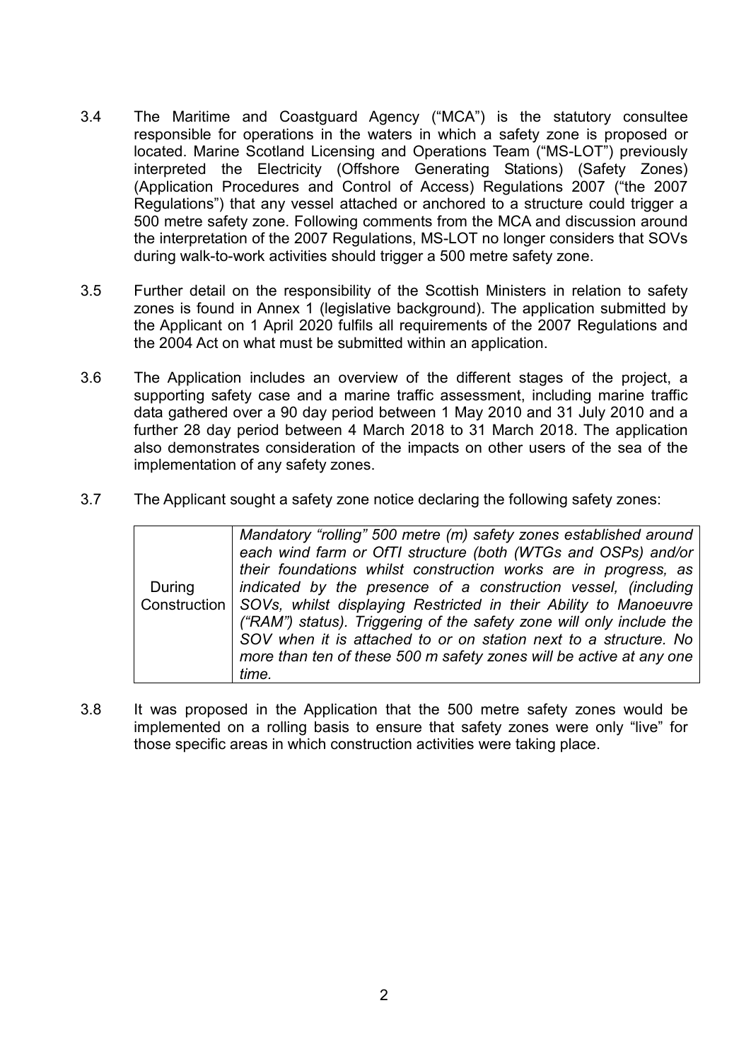3.4 The Maritime and Coastguard Agency ("MCA") is the statutory consultee responsible for operations in the waters in which a safety zone is proposed or located. Marine Scotland Licensing and Operations Team ("MS-LOT") previously interpreted the Electricity (Offshore Generating Stations) (Safety Zones) (Application Procedures and Control of Access) Regulations 2007 ("the 2007 Regulations") that any vessel attached or anchored to a structure could trigger a 500 metre safety zone. Following comments from the MCA and discussion around the interpretation of the 2007 Regulations, MS-LOT no longer considers that SOVs during walk-to-work activities should trigger a 500 metre safety zone.

3.5 Further detail on the responsibility of the Scottish Ministers in relation to safety zones is found in Annex 1 (legislative background). The application submitted by the Applicant on 1 April 2020 fulfils all requirements of the 2007 Regulations and the 2004 Act on what must be submitted within an application.

3.6 The Application includes an overview of the different stages of the project, a supporting safety case and a marine traffic assessment, including marine traffic data gathered over a 90 day period between 1 May 2010 and 31 July 2010 and a further 28 day period between 4 March 2018 to 31 March 2018. The application also demonstrates consideration of the impacts on other users of the sea of the implementation of any safety zones.

3.7 The Applicant sought a safety zone notice declaring the following safety zones:

| | |
|---|---|
| During Construction | *Mandatory "rolling" 500 metre (m) safety zones established around each wind farm or OfTI structure (both (WTGs and OSPs) and/or their foundations whilst construction works are in progress, as indicated by the presence of a construction vessel, (including SOVs, whilst displaying Restricted in their Ability to Manoeuvre ("RAM") status). Triggering of the safety zone will only include the SOV when it is attached to or on station next to a structure. No more than ten of these 500 m safety zones will be active at any one time.* |

3.8 It was proposed in the Application that the 500 metre safety zones would be implemented on a rolling basis to ensure that safety zones were only "live" for those specific areas in which construction activities were taking place.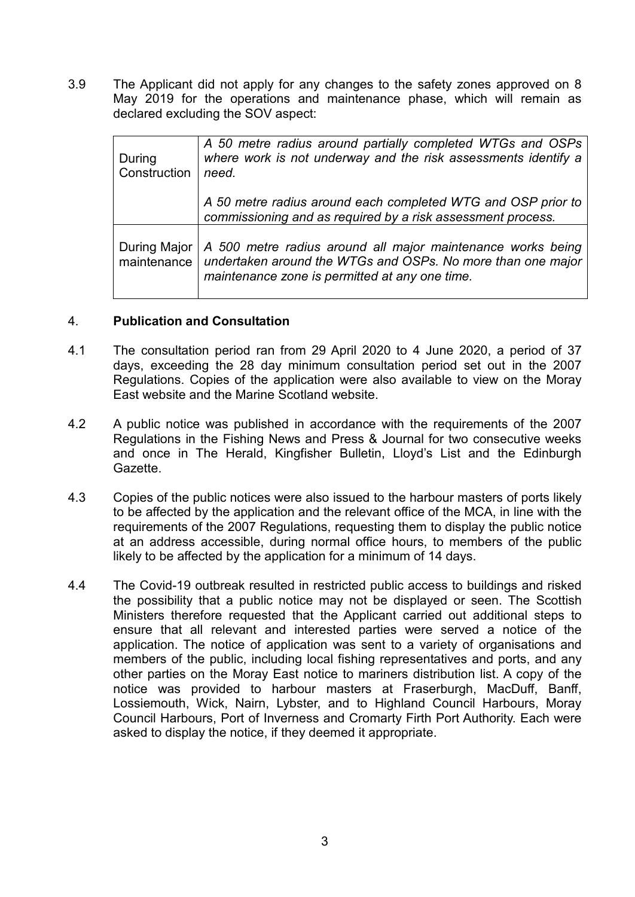3.9 The Applicant did not apply for any changes to the safety zones approved on 8 May 2019 for the operations and maintenance phase, which will remain as declared excluding the SOV aspect:

| | |
|---|---|
| During Construction | *A 50 metre radius around partially completed WTGs and OSPs where work is not underway and the risk assessments identify a need.*<br><br>*A 50 metre radius around each completed WTG and OSP prior to commissioning and as required by a risk assessment process.* |
| During Major maintenance | *A 500 metre radius around all major maintenance works being undertaken around the WTGs and OSPs. No more than one major maintenance zone is permitted at any one time.* |

## 4. **Publication and Consultation**

4.1 The consultation period ran from 29 April 2020 to 4 June 2020, a period of 37 days, exceeding the 28 day minimum consultation period set out in the 2007 Regulations. Copies of the application were also available to view on the Moray East website and the Marine Scotland website.

4.2 A public notice was published in accordance with the requirements of the 2007 Regulations in the Fishing News and Press & Journal for two consecutive weeks and once in The Herald, Kingfisher Bulletin, Lloyd's List and the Edinburgh Gazette.

4.3 Copies of the public notices were also issued to the harbour masters of ports likely to be affected by the application and the relevant office of the MCA, in line with the requirements of the 2007 Regulations, requesting them to display the public notice at an address accessible, during normal office hours, to members of the public likely to be affected by the application for a minimum of 14 days.

4.4 The Covid-19 outbreak resulted in restricted public access to buildings and risked the possibility that a public notice may not be displayed or seen. The Scottish Ministers therefore requested that the Applicant carried out additional steps to ensure that all relevant and interested parties were served a notice of the application. The notice of application was sent to a variety of organisations and members of the public, including local fishing representatives and ports, and any other parties on the Moray East notice to mariners distribution list. A copy of the notice was provided to harbour masters at Fraserburgh, MacDuff, Banff, Lossiemouth, Wick, Nairn, Lybster, and to Highland Council Harbours, Moray Council Harbours, Port of Inverness and Cromarty Firth Port Authority. Each were asked to display the notice, if they deemed it appropriate.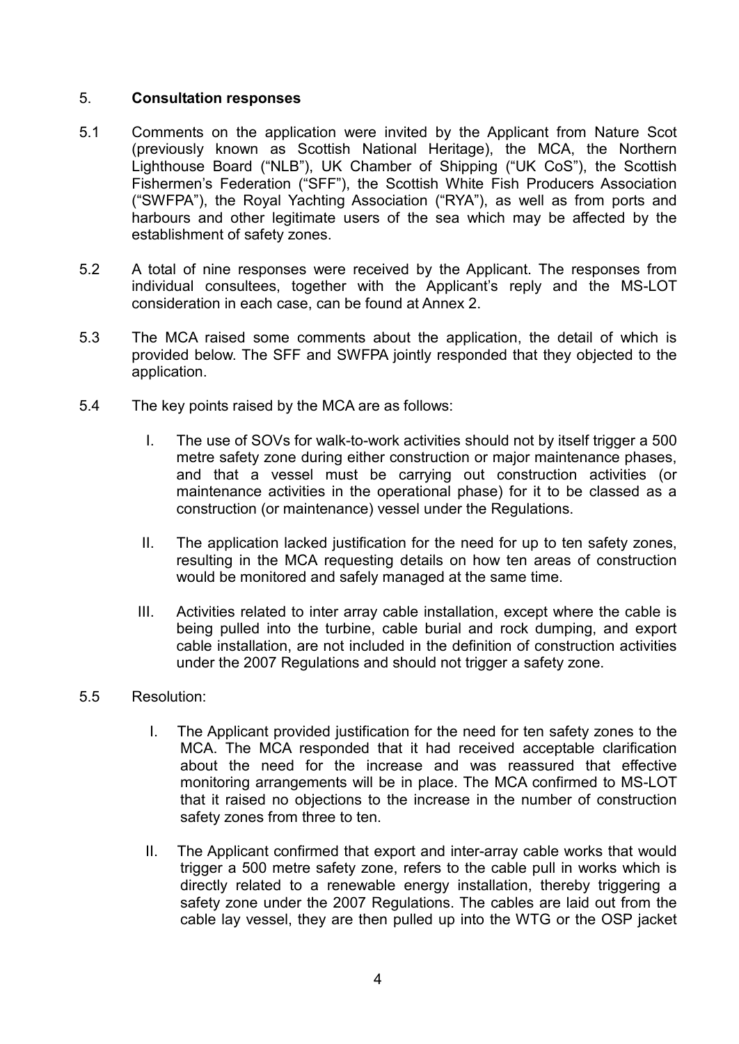## 5. **Consultation responses**

5.1 Comments on the application were invited by the Applicant from Nature Scot (previously known as Scottish National Heritage), the MCA, the Northern Lighthouse Board ("NLB"), UK Chamber of Shipping ("UK CoS"), the Scottish Fishermen's Federation ("SFF"), the Scottish White Fish Producers Association ("SWFPA"), the Royal Yachting Association ("RYA"), as well as from ports and harbours and other legitimate users of the sea which may be affected by the establishment of safety zones.

5.2 A total of nine responses were received by the Applicant. The responses from individual consultees, together with the Applicant's reply and the MS-LOT consideration in each case, can be found at Annex 2.

5.3 The MCA raised some comments about the application, the detail of which is provided below. The SFF and SWFPA jointly responded that they objected to the application.

5.4 The key points raised by the MCA are as follows:

I. The use of SOVs for walk-to-work activities should not by itself trigger a 500 metre safety zone during either construction or major maintenance phases, and that a vessel must be carrying out construction activities (or maintenance activities in the operational phase) for it to be classed as a construction (or maintenance) vessel under the Regulations.

II. The application lacked justification for the need for up to ten safety zones, resulting in the MCA requesting details on how ten areas of construction would be monitored and safely managed at the same time.

III. Activities related to inter array cable installation, except where the cable is being pulled into the turbine, cable burial and rock dumping, and export cable installation, are not included in the definition of construction activities under the 2007 Regulations and should not trigger a safety zone.

5.5 Resolution:

I. The Applicant provided justification for the need for ten safety zones to the MCA. The MCA responded that it had received acceptable clarification about the need for the increase and was reassured that effective monitoring arrangements will be in place. The MCA confirmed to MS-LOT that it raised no objections to the increase in the number of construction safety zones from three to ten.

II. The Applicant confirmed that export and inter-array cable works that would trigger a 500 metre safety zone, refers to the cable pull in works which is directly related to a renewable energy installation, thereby triggering a safety zone under the 2007 Regulations. The cables are laid out from the cable lay vessel, they are then pulled up into the WTG or the OSP jacket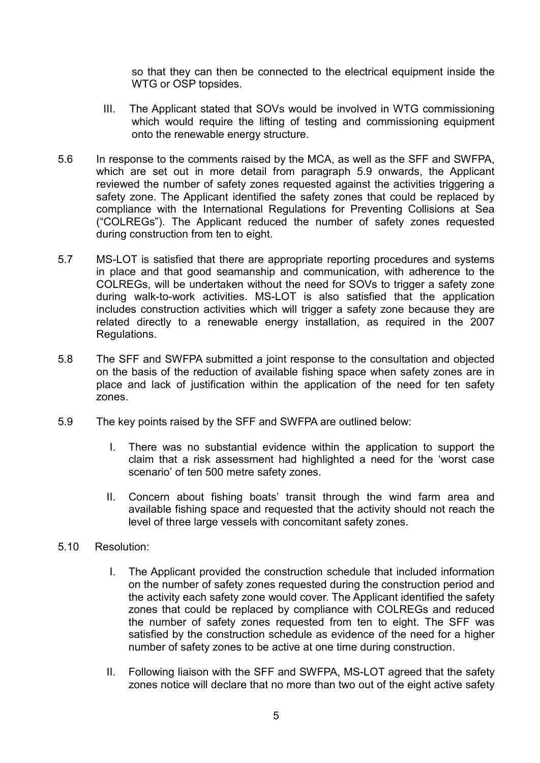so that they can then be connected to the electrical equipment inside the WTG or OSP topsides.

III. The Applicant stated that SOVs would be involved in WTG commissioning which would require the lifting of testing and commissioning equipment onto the renewable energy structure.

5.6 In response to the comments raised by the MCA, as well as the SFF and SWFPA, which are set out in more detail from paragraph 5.9 onwards, the Applicant reviewed the number of safety zones requested against the activities triggering a safety zone. The Applicant identified the safety zones that could be replaced by compliance with the International Regulations for Preventing Collisions at Sea ("COLREGs"). The Applicant reduced the number of safety zones requested during construction from ten to eight.

5.7 MS-LOT is satisfied that there are appropriate reporting procedures and systems in place and that good seamanship and communication, with adherence to the COLREGs, will be undertaken without the need for SOVs to trigger a safety zone during walk-to-work activities. MS-LOT is also satisfied that the application includes construction activities which will trigger a safety zone because they are related directly to a renewable energy installation, as required in the 2007 Regulations.

5.8 The SFF and SWFPA submitted a joint response to the consultation and objected on the basis of the reduction of available fishing space when safety zones are in place and lack of justification within the application of the need for ten safety zones.

5.9 The key points raised by the SFF and SWFPA are outlined below:

I. There was no substantial evidence within the application to support the claim that a risk assessment had highlighted a need for the 'worst case scenario' of ten 500 metre safety zones.

II. Concern about fishing boats' transit through the wind farm area and available fishing space and requested that the activity should not reach the level of three large vessels with concomitant safety zones.

5.10 Resolution:

I. The Applicant provided the construction schedule that included information on the number of safety zones requested during the construction period and the activity each safety zone would cover. The Applicant identified the safety zones that could be replaced by compliance with COLREGs and reduced the number of safety zones requested from ten to eight. The SFF was satisfied by the construction schedule as evidence of the need for a higher number of safety zones to be active at one time during construction.

II. Following liaison with the SFF and SWFPA, MS-LOT agreed that the safety zones notice will declare that no more than two out of the eight active safety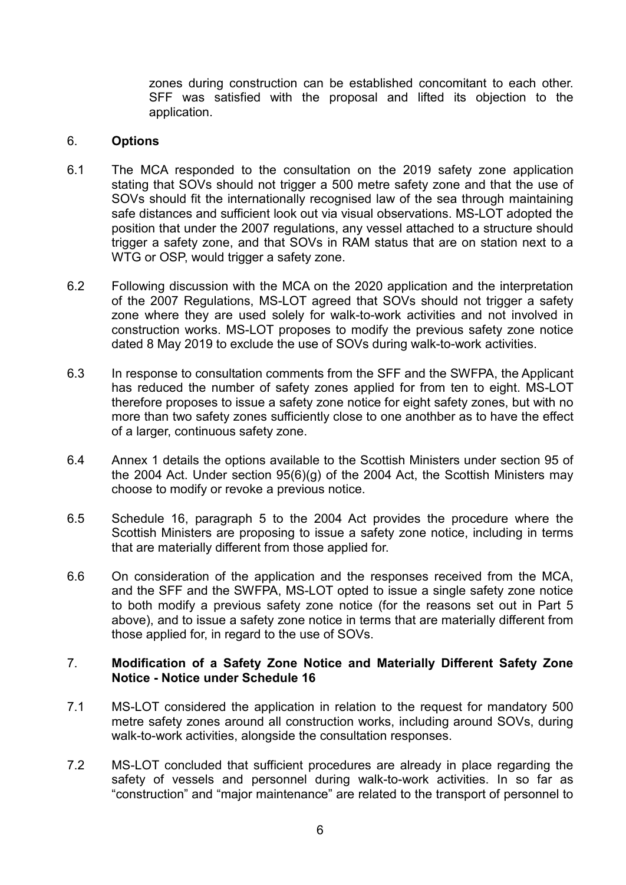zones during construction can be established concomitant to each other. SFF was satisfied with the proposal and lifted its objection to the application.

## 6. Options

6.1 The MCA responded to the consultation on the 2019 safety zone application stating that SOVs should not trigger a 500 metre safety zone and that the use of SOVs should fit the internationally recognised law of the sea through maintaining safe distances and sufficient look out via visual observations. MS-LOT adopted the position that under the 2007 regulations, any vessel attached to a structure should trigger a safety zone, and that SOVs in RAM status that are on station next to a WTG or OSP, would trigger a safety zone.

6.2 Following discussion with the MCA on the 2020 application and the interpretation of the 2007 Regulations, MS-LOT agreed that SOVs should not trigger a safety zone where they are used solely for walk-to-work activities and not involved in construction works. MS-LOT proposes to modify the previous safety zone notice dated 8 May 2019 to exclude the use of SOVs during walk-to-work activities.

6.3 In response to consultation comments from the SFF and the SWFPA, the Applicant has reduced the number of safety zones applied for from ten to eight. MS-LOT therefore proposes to issue a safety zone notice for eight safety zones, but with no more than two safety zones sufficiently close to one anothber as to have the effect of a larger, continuous safety zone.

6.4 Annex 1 details the options available to the Scottish Ministers under section 95 of the 2004 Act. Under section 95(6)(g) of the 2004 Act, the Scottish Ministers may choose to modify or revoke a previous notice.

6.5 Schedule 16, paragraph 5 to the 2004 Act provides the procedure where the Scottish Ministers are proposing to issue a safety zone notice, including in terms that are materially different from those applied for.

6.6 On consideration of the application and the responses received from the MCA, and the SFF and the SWFPA, MS-LOT opted to issue a single safety zone notice to both modify a previous safety zone notice (for the reasons set out in Part 5 above), and to issue a safety zone notice in terms that are materially different from those applied for, in regard to the use of SOVs.

## 7. Modification of a Safety Zone Notice and Materially Different Safety Zone Notice - Notice under Schedule 16

7.1 MS-LOT considered the application in relation to the request for mandatory 500 metre safety zones around all construction works, including around SOVs, during walk-to-work activities, alongside the consultation responses.

7.2 MS-LOT concluded that sufficient procedures are already in place regarding the safety of vessels and personnel during walk-to-work activities. In so far as "construction" and "major maintenance" are related to the transport of personnel to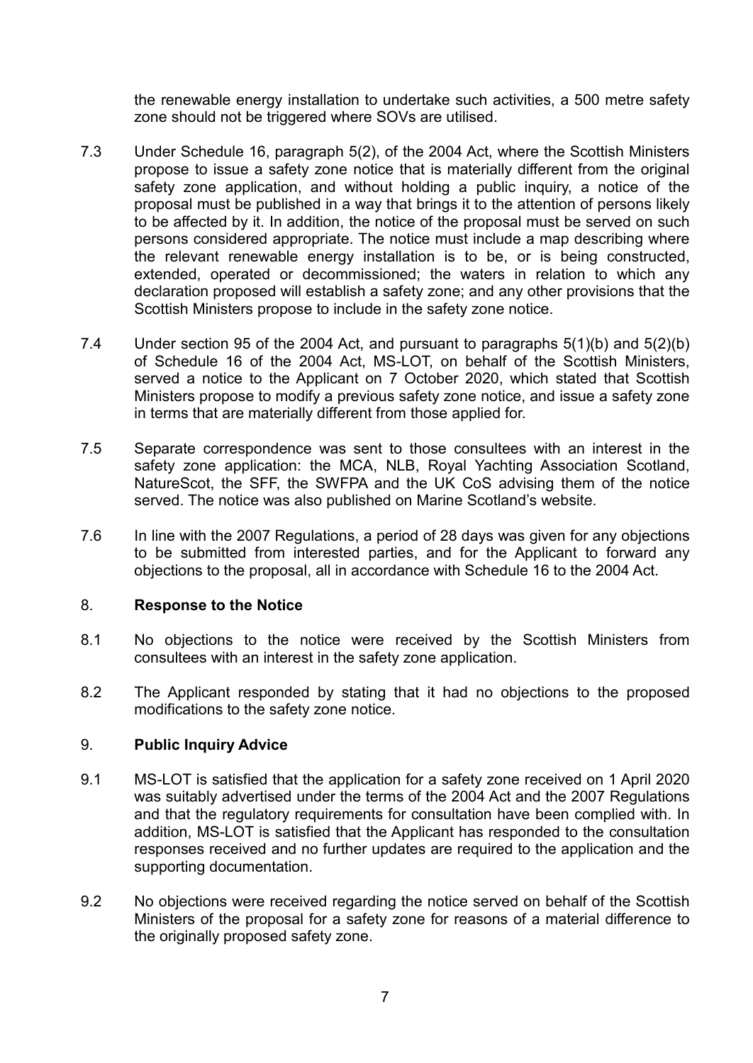the renewable energy installation to undertake such activities, a 500 metre safety zone should not be triggered where SOVs are utilised.

7.3 Under Schedule 16, paragraph 5(2), of the 2004 Act, where the Scottish Ministers propose to issue a safety zone notice that is materially different from the original safety zone application, and without holding a public inquiry, a notice of the proposal must be published in a way that brings it to the attention of persons likely to be affected by it. In addition, the notice of the proposal must be served on such persons considered appropriate. The notice must include a map describing where the relevant renewable energy installation is to be, or is being constructed, extended, operated or decommissioned; the waters in relation to which any declaration proposed will establish a safety zone; and any other provisions that the Scottish Ministers propose to include in the safety zone notice.

7.4 Under section 95 of the 2004 Act, and pursuant to paragraphs 5(1)(b) and 5(2)(b) of Schedule 16 of the 2004 Act, MS-LOT, on behalf of the Scottish Ministers, served a notice to the Applicant on 7 October 2020, which stated that Scottish Ministers propose to modify a previous safety zone notice, and issue a safety zone in terms that are materially different from those applied for.

7.5 Separate correspondence was sent to those consultees with an interest in the safety zone application: the MCA, NLB, Royal Yachting Association Scotland, NatureScot, the SFF, the SWFPA and the UK CoS advising them of the notice served. The notice was also published on Marine Scotland's website.

7.6 In line with the 2007 Regulations, a period of 28 days was given for any objections to be submitted from interested parties, and for the Applicant to forward any objections to the proposal, all in accordance with Schedule 16 to the 2004 Act.

## 8. Response to the Notice

8.1 No objections to the notice were received by the Scottish Ministers from consultees with an interest in the safety zone application.

8.2 The Applicant responded by stating that it had no objections to the proposed modifications to the safety zone notice.

## 9. Public Inquiry Advice

9.1 MS-LOT is satisfied that the application for a safety zone received on 1 April 2020 was suitably advertised under the terms of the 2004 Act and the 2007 Regulations and that the regulatory requirements for consultation have been complied with. In addition, MS-LOT is satisfied that the Applicant has responded to the consultation responses received and no further updates are required to the application and the supporting documentation.

9.2 No objections were received regarding the notice served on behalf of the Scottish Ministers of the proposal for a safety zone for reasons of a material difference to the originally proposed safety zone.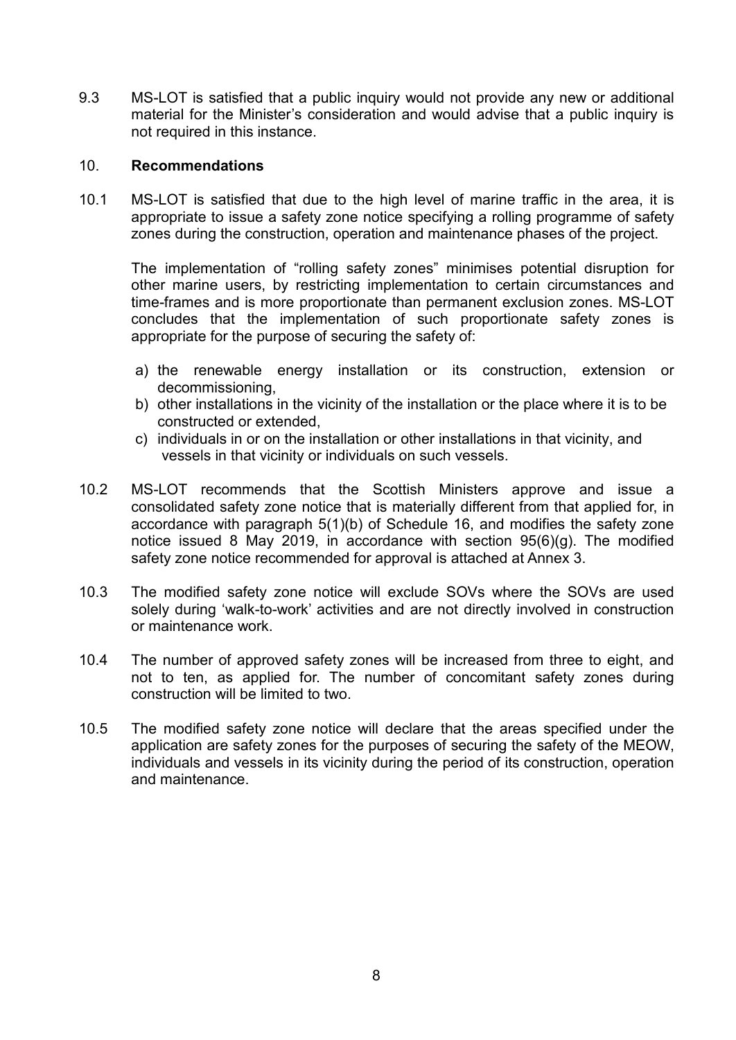9.3 MS-LOT is satisfied that a public inquiry would not provide any new or additional material for the Minister's consideration and would advise that a public inquiry is not required in this instance.

## 10. **Recommendations**

10.1 MS-LOT is satisfied that due to the high level of marine traffic in the area, it is appropriate to issue a safety zone notice specifying a rolling programme of safety zones during the construction, operation and maintenance phases of the project.

The implementation of "rolling safety zones" minimises potential disruption for other marine users, by restricting implementation to certain circumstances and time-frames and is more proportionate than permanent exclusion zones. MS-LOT concludes that the implementation of such proportionate safety zones is appropriate for the purpose of securing the safety of:

a) the renewable energy installation or its construction, extension or decommissioning,
b) other installations in the vicinity of the installation or the place where it is to be constructed or extended,
c) individuals in or on the installation or other installations in that vicinity, and vessels in that vicinity or individuals on such vessels.

10.2 MS-LOT recommends that the Scottish Ministers approve and issue a consolidated safety zone notice that is materially different from that applied for, in accordance with paragraph 5(1)(b) of Schedule 16, and modifies the safety zone notice issued 8 May 2019, in accordance with section 95(6)(g). The modified safety zone notice recommended for approval is attached at Annex 3.

10.3 The modified safety zone notice will exclude SOVs where the SOVs are used solely during 'walk-to-work' activities and are not directly involved in construction or maintenance work.

10.4 The number of approved safety zones will be increased from three to eight, and not to ten, as applied for. The number of concomitant safety zones during construction will be limited to two.

10.5 The modified safety zone notice will declare that the areas specified under the application are safety zones for the purposes of securing the safety of the MEOW, individuals and vessels in its vicinity during the period of its construction, operation and maintenance.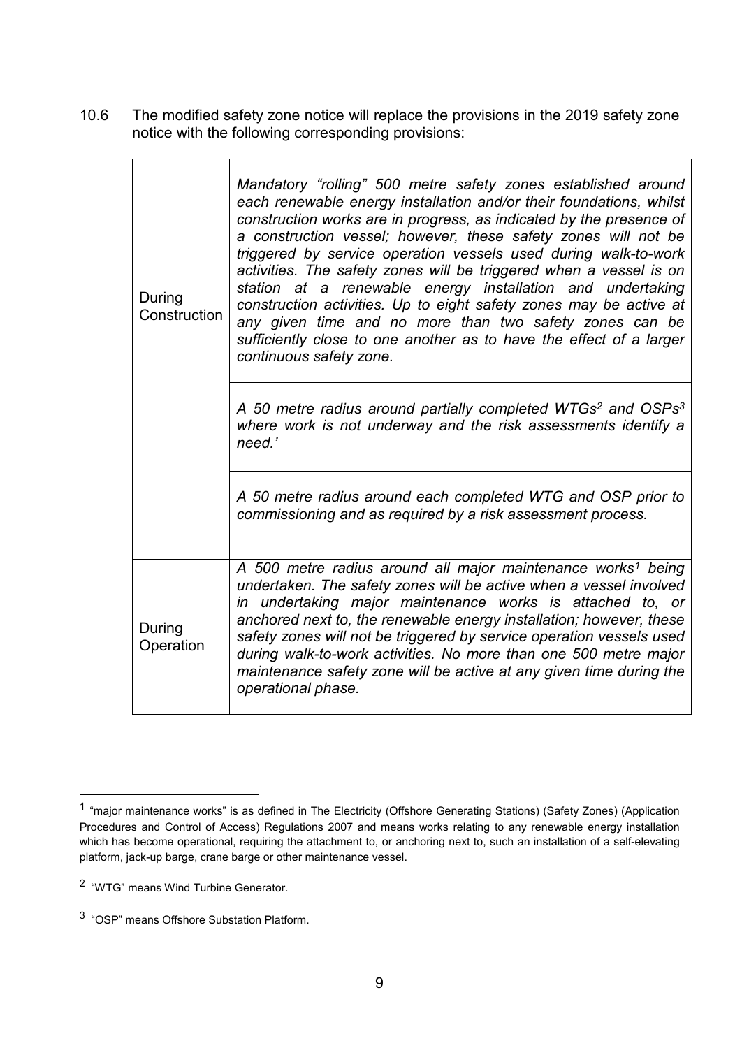10.6 The modified safety zone notice will replace the provisions in the 2019 safety zone notice with the following corresponding provisions:

| | |
|---|---|
| During Construction | *Mandatory "rolling" 500 metre safety zones established around each renewable energy installation and/or their foundations, whilst construction works are in progress, as indicated by the presence of a construction vessel; however, these safety zones will not be triggered by service operation vessels used during walk-to-work activities. The safety zones will be triggered when a vessel is on station at a renewable energy installation and undertaking construction activities. Up to eight safety zones may be active at any given time and no more than two safety zones can be sufficiently close to one another as to have the effect of a larger continuous safety zone.* |
| | *A 50 metre radius around partially completed WTGs[2] and OSPs[3] where work is not underway and the risk assessments identify a need.'* |
| | *A 50 metre radius around each completed WTG and OSP prior to commissioning and as required by a risk assessment process.* |
| During Operation | *A 500 metre radius around all major maintenance works[1] being undertaken. The safety zones will be active when a vessel involved in undertaking major maintenance works is attached to, or anchored next to, the renewable energy installation; however, these safety zones will not be triggered by service operation vessels used during walk-to-work activities. No more than one 500 metre major maintenance safety zone will be active at any given time during the operational phase.* |

[1] "major maintenance works" is as defined in The Electricity (Offshore Generating Stations) (Safety Zones) (Application Procedures and Control of Access) Regulations 2007 and means works relating to any renewable energy installation which has become operational, requiring the attachment to, or anchoring next to, such an installation of a self-elevating platform, jack-up barge, crane barge or other maintenance vessel.

[2] "WTG" means Wind Turbine Generator.

[3] "OSP" means Offshore Substation Platform.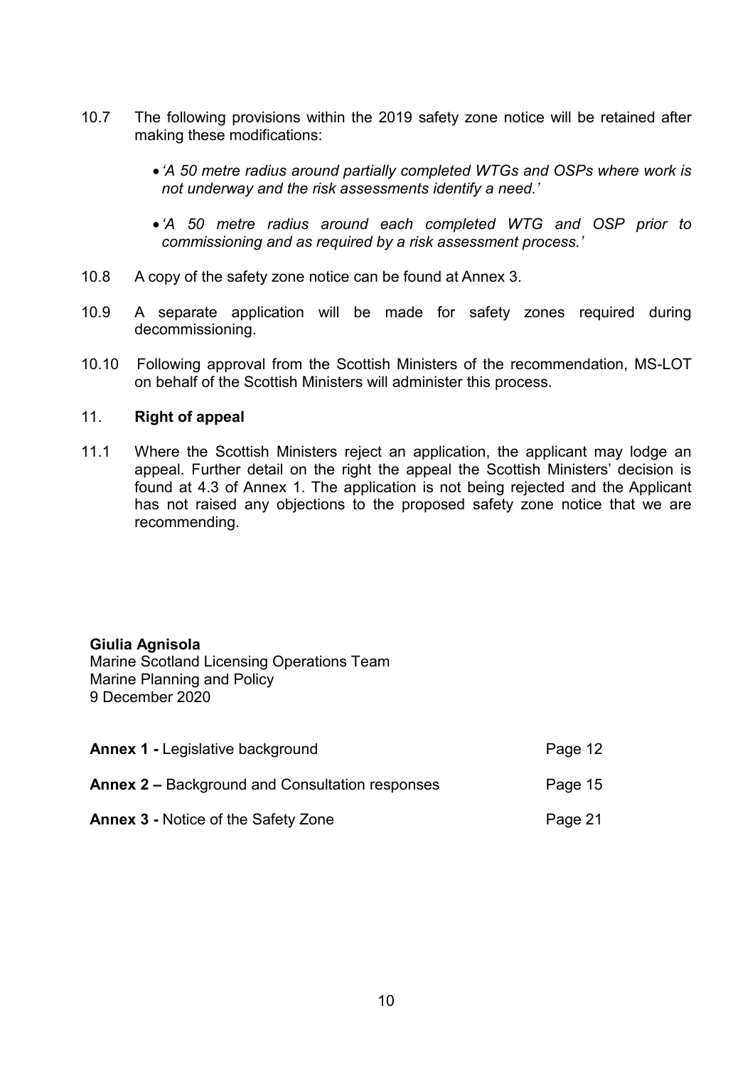10.7 The following provisions within the 2019 safety zone notice will be retained after making these modifications:

- *'A 50 metre radius around partially completed WTGs and OSPs where work is not underway and the risk assessments identify a need.'*
- *'A 50 metre radius around each completed WTG and OSP prior to commissioning and as required by a risk assessment process.'*

10.8 A copy of the safety zone notice can be found at Annex 3.

10.9 A separate application will be made for safety zones required during decommissioning.

10.10 Following approval from the Scottish Ministers of the recommendation, MS-LOT on behalf of the Scottish Ministers will administer this process.

## 11. Right of appeal

11.1 Where the Scottish Ministers reject an application, the applicant may lodge an appeal. Further detail on the right the appeal the Scottish Ministers' decision is found at 4.3 of Annex 1. The application is not being rejected and the Applicant has not raised any objections to the proposed safety zone notice that we are recommending.

**Giulia Agnisola**
Marine Scotland Licensing Operations Team
Marine Planning and Policy
9 December 2020

| | |
|---|---|
| **Annex 1 -** Legislative background | Page 12 |
| **Annex 2 –** Background and Consultation responses | Page 15 |
| **Annex 3 -** Notice of the Safety Zone | Page 21 |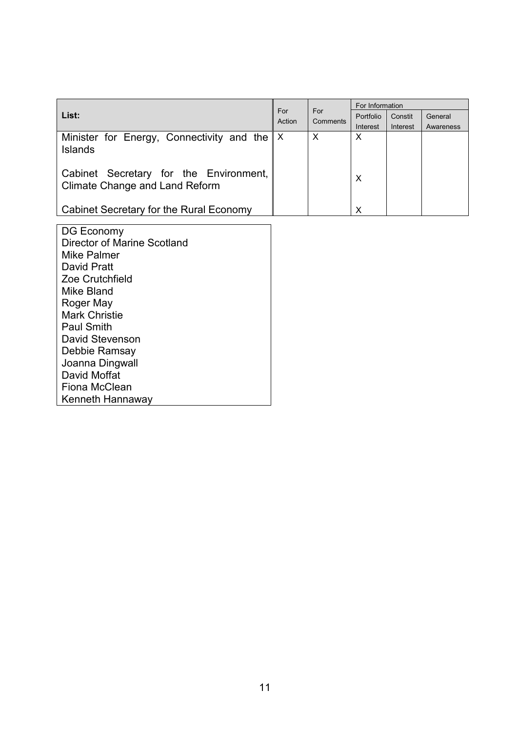| List: | For Action | For Comments | For Information | | |
|---|---|---|---|---|---|
| | | | Portfolio Interest | Constit Interest | General Awareness |
| Minister for Energy, Connectivity and the Islands | X | X | X | | |
| Cabinet Secretary for the Environment, Climate Change and Land Reform | | | X | | |
| Cabinet Secretary for the Rural Economy | | | X | | |

| |
|---|
| DG Economy |
| Director of Marine Scotland |
| Mike Palmer |
| David Pratt |
| Zoe Crutchfield |
| Mike Bland |
| Roger May |
| Mark Christie |
| Paul Smith |
| David Stevenson |
| Debbie Ramsay |
| Joanna Dingwall |
| David Moffat |
| Fiona McClean |
| Kenneth Hannaway |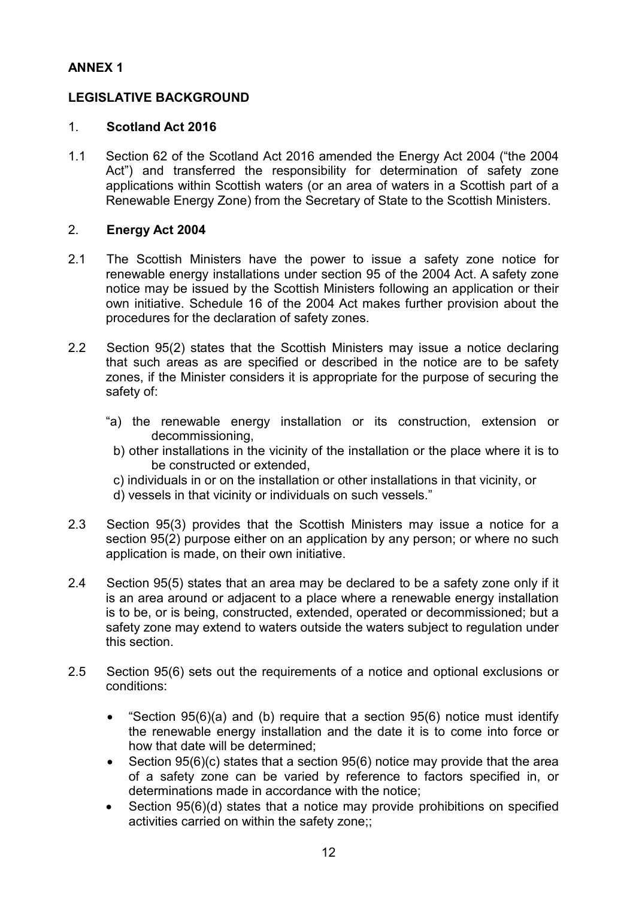**ANNEX 1**

**LEGISLATIVE BACKGROUND**

1. **Scotland Act 2016**

1.1 Section 62 of the Scotland Act 2016 amended the Energy Act 2004 ("the 2004 Act") and transferred the responsibility for determination of safety zone applications within Scottish waters (or an area of waters in a Scottish part of a Renewable Energy Zone) from the Secretary of State to the Scottish Ministers.

2. **Energy Act 2004**

2.1 The Scottish Ministers have the power to issue a safety zone notice for renewable energy installations under section 95 of the 2004 Act. A safety zone notice may be issued by the Scottish Ministers following an application or their own initiative. Schedule 16 of the 2004 Act makes further provision about the procedures for the declaration of safety zones.

2.2 Section 95(2) states that the Scottish Ministers may issue a notice declaring that such areas as are specified or described in the notice are to be safety zones, if the Minister considers it is appropriate for the purpose of securing the safety of:

"a) the renewable energy installation or its construction, extension or decommissioning,
b) other installations in the vicinity of the installation or the place where it is to be constructed or extended,
c) individuals in or on the installation or other installations in that vicinity, or
d) vessels in that vicinity or individuals on such vessels."

2.3 Section 95(3) provides that the Scottish Ministers may issue a notice for a section 95(2) purpose either on an application by any person; or where no such application is made, on their own initiative.

2.4 Section 95(5) states that an area may be declared to be a safety zone only if it is an area around or adjacent to a place where a renewable energy installation is to be, or is being, constructed, extended, operated or decommissioned; but a safety zone may extend to waters outside the waters subject to regulation under this section.

2.5 Section 95(6) sets out the requirements of a notice and optional exclusions or conditions:

- "Section 95(6)(a) and (b) require that a section 95(6) notice must identify the renewable energy installation and the date it is to come into force or how that date will be determined;
- Section 95(6)(c) states that a section 95(6) notice may provide that the area of a safety zone can be varied by reference to factors specified in, or determinations made in accordance with the notice;
- Section 95(6)(d) states that a notice may provide prohibitions on specified activities carried on within the safety zone;;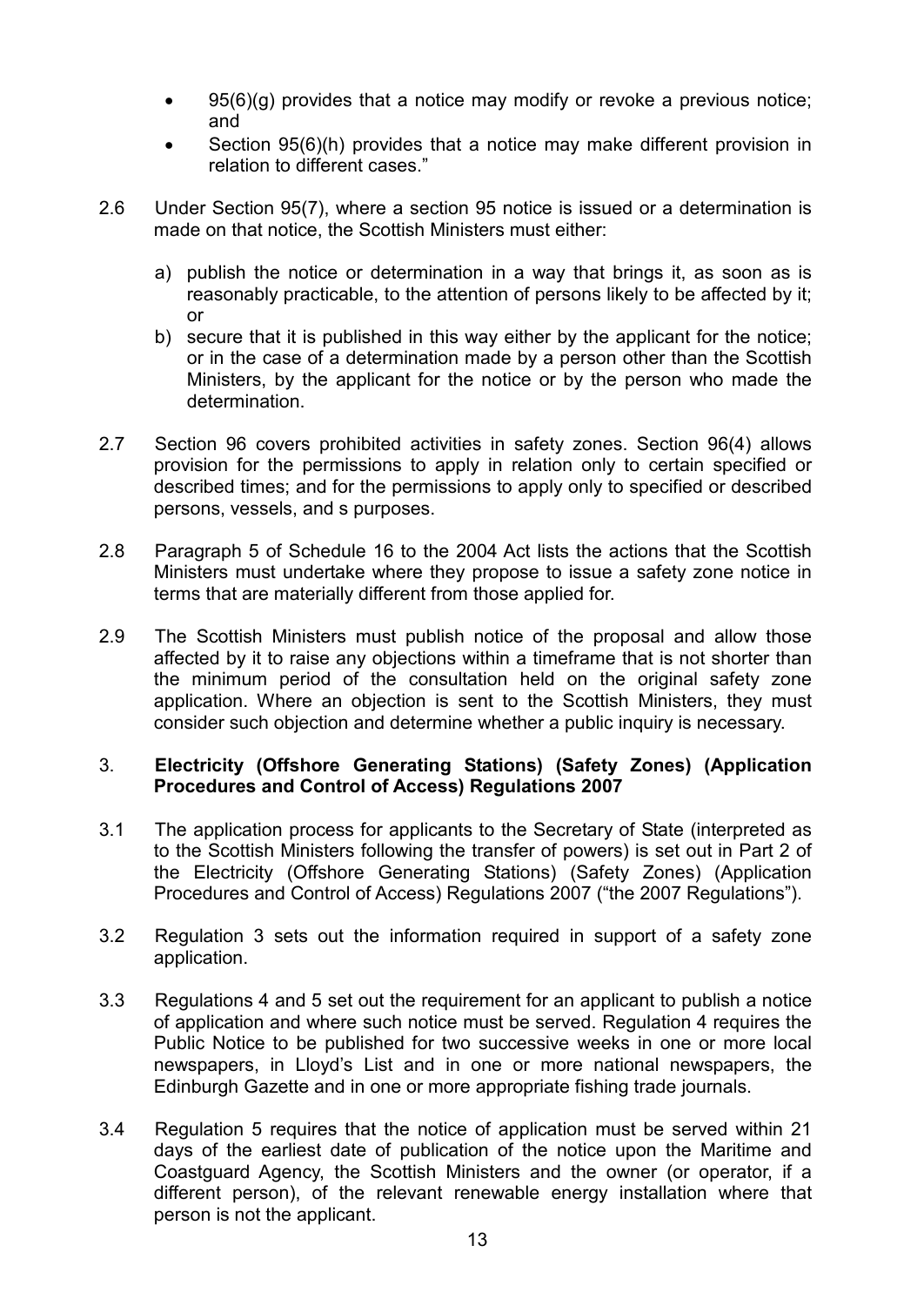- 95(6)(g) provides that a notice may modify or revoke a previous notice; and
- Section 95(6)(h) provides that a notice may make different provision in relation to different cases."

2.6 Under Section 95(7), where a section 95 notice is issued or a determination is made on that notice, the Scottish Ministers must either:

a) publish the notice or determination in a way that brings it, as soon as is reasonably practicable, to the attention of persons likely to be affected by it; or
b) secure that it is published in this way either by the applicant for the notice; or in the case of a determination made by a person other than the Scottish Ministers, by the applicant for the notice or by the person who made the determination.

2.7 Section 96 covers prohibited activities in safety zones. Section 96(4) allows provision for the permissions to apply in relation only to certain specified or described times; and for the permissions to apply only to specified or described persons, vessels, and s purposes.

2.8 Paragraph 5 of Schedule 16 to the 2004 Act lists the actions that the Scottish Ministers must undertake where they propose to issue a safety zone notice in terms that are materially different from those applied for.

2.9 The Scottish Ministers must publish notice of the proposal and allow those affected by it to raise any objections within a timeframe that is not shorter than the minimum period of the consultation held on the original safety zone application. Where an objection is sent to the Scottish Ministers, they must consider such objection and determine whether a public inquiry is necessary.

## 3. Electricity (Offshore Generating Stations) (Safety Zones) (Application Procedures and Control of Access) Regulations 2007

3.1 The application process for applicants to the Secretary of State (interpreted as to the Scottish Ministers following the transfer of powers) is set out in Part 2 of the Electricity (Offshore Generating Stations) (Safety Zones) (Application Procedures and Control of Access) Regulations 2007 ("the 2007 Regulations").

3.2 Regulation 3 sets out the information required in support of a safety zone application.

3.3 Regulations 4 and 5 set out the requirement for an applicant to publish a notice of application and where such notice must be served. Regulation 4 requires the Public Notice to be published for two successive weeks in one or more local newspapers, in Lloyd's List and in one or more national newspapers, the Edinburgh Gazette and in one or more appropriate fishing trade journals.

3.4 Regulation 5 requires that the notice of application must be served within 21 days of the earliest date of publication of the notice upon the Maritime and Coastguard Agency, the Scottish Ministers and the owner (or operator, if a different person), of the relevant renewable energy installation where that person is not the applicant.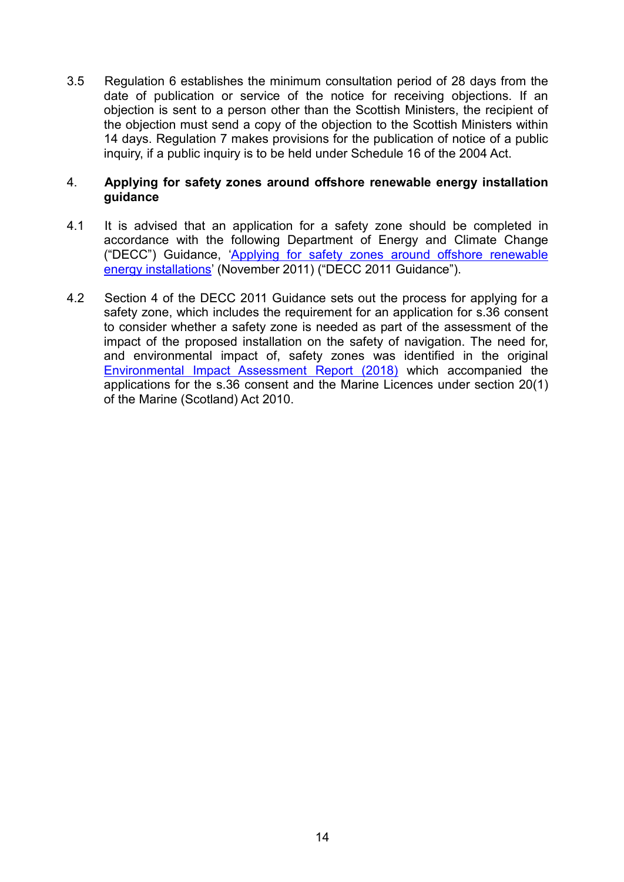3.5 Regulation 6 establishes the minimum consultation period of 28 days from the date of publication or service of the notice for receiving objections. If an objection is sent to a person other than the Scottish Ministers, the recipient of the objection must send a copy of the objection to the Scottish Ministers within 14 days. Regulation 7 makes provisions for the publication of notice of a public inquiry, if a public inquiry is to be held under Schedule 16 of the 2004 Act.

## 4. Applying for safety zones around offshore renewable energy installation guidance

4.1 It is advised that an application for a safety zone should be completed in accordance with the following Department of Energy and Climate Change ("DECC") Guidance, '[Applying for safety zones around offshore renewable energy installations]' (November 2011) ("DECC 2011 Guidance").

4.2 Section 4 of the DECC 2011 Guidance sets out the process for applying for a safety zone, which includes the requirement for an application for s.36 consent to consider whether a safety zone is needed as part of the assessment of the impact of the proposed installation on the safety of navigation. The need for, and environmental impact of, safety zones was identified in the original [Environmental Impact Assessment Report (2018)] which accompanied the applications for the s.36 consent and the Marine Licences under section 20(1) of the Marine (Scotland) Act 2010.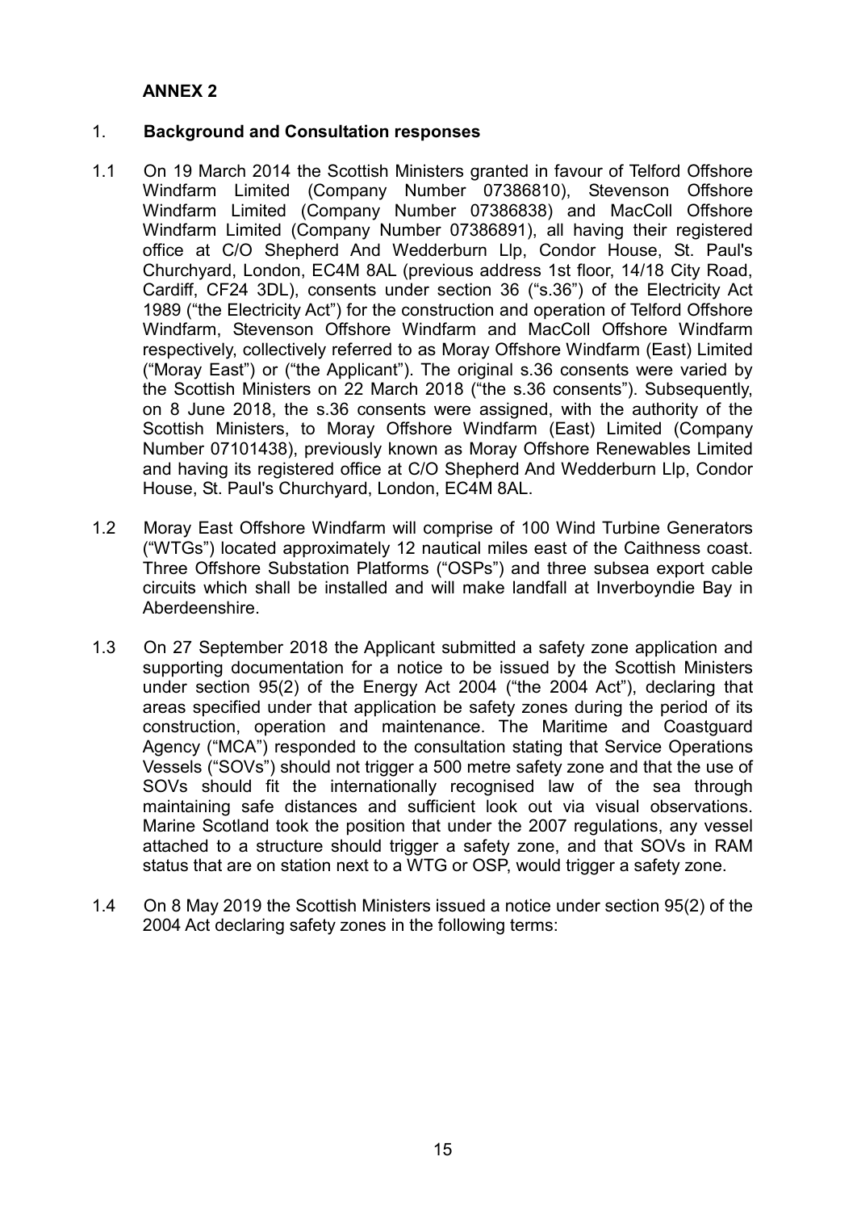**ANNEX 2**

## 1. Background and Consultation responses

1.1 On 19 March 2014 the Scottish Ministers granted in favour of Telford Offshore Windfarm Limited (Company Number 07386810), Stevenson Offshore Windfarm Limited (Company Number 07386838) and MacColl Offshore Windfarm Limited (Company Number 07386891), all having their registered office at C/O Shepherd And Wedderburn Llp, Condor House, St. Paul's Churchyard, London, EC4M 8AL (previous address 1st floor, 14/18 City Road, Cardiff, CF24 3DL), consents under section 36 ("s.36") of the Electricity Act 1989 ("the Electricity Act") for the construction and operation of Telford Offshore Windfarm, Stevenson Offshore Windfarm and MacColl Offshore Windfarm respectively, collectively referred to as Moray Offshore Windfarm (East) Limited ("Moray East") or ("the Applicant"). The original s.36 consents were varied by the Scottish Ministers on 22 March 2018 ("the s.36 consents"). Subsequently, on 8 June 2018, the s.36 consents were assigned, with the authority of the Scottish Ministers, to Moray Offshore Windfarm (East) Limited (Company Number 07101438), previously known as Moray Offshore Renewables Limited and having its registered office at C/O Shepherd And Wedderburn Llp, Condor House, St. Paul's Churchyard, London, EC4M 8AL.

1.2 Moray East Offshore Windfarm will comprise of 100 Wind Turbine Generators ("WTGs") located approximately 12 nautical miles east of the Caithness coast. Three Offshore Substation Platforms ("OSPs") and three subsea export cable circuits which shall be installed and will make landfall at Inverboyndie Bay in Aberdeenshire.

1.3 On 27 September 2018 the Applicant submitted a safety zone application and supporting documentation for a notice to be issued by the Scottish Ministers under section 95(2) of the Energy Act 2004 ("the 2004 Act"), declaring that areas specified under that application be safety zones during the period of its construction, operation and maintenance. The Maritime and Coastguard Agency ("MCA") responded to the consultation stating that Service Operations Vessels ("SOVs") should not trigger a 500 metre safety zone and that the use of SOVs should fit the internationally recognised law of the sea through maintaining safe distances and sufficient look out via visual observations. Marine Scotland took the position that under the 2007 regulations, any vessel attached to a structure should trigger a safety zone, and that SOVs in RAM status that are on station next to a WTG or OSP, would trigger a safety zone.

1.4 On 8 May 2019 the Scottish Ministers issued a notice under section 95(2) of the 2004 Act declaring safety zones in the following terms: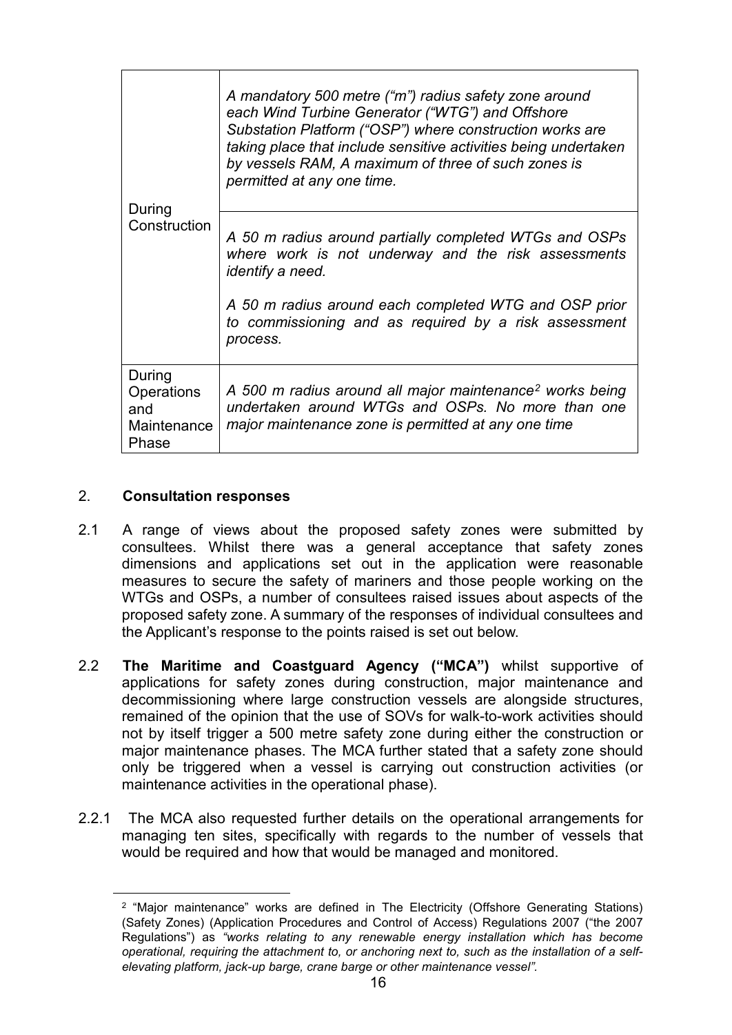| | |
|---|---|
| During Construction | *A mandatory 500 metre ("m") radius safety zone around each Wind Turbine Generator ("WTG") and Offshore Substation Platform ("OSP") where construction works are taking place that include sensitive activities being undertaken by vessels RAM, A maximum of three of such zones is permitted at any one time.* |
| | *A 50 m radius around partially completed WTGs and OSPs where work is not underway and the risk assessments identify a need.* *A 50 m radius around each completed WTG and OSP prior to commissioning and as required by a risk assessment process.* |
| During Operations and Maintenance Phase | *A 500 m radius around all major maintenance[2] works being undertaken around WTGs and OSPs. No more than one major maintenance zone is permitted at any one time* |

## 2. Consultation responses

2.1 A range of views about the proposed safety zones were submitted by consultees. Whilst there was a general acceptance that safety zones dimensions and applications set out in the application were reasonable measures to secure the safety of mariners and those people working on the WTGs and OSPs, a number of consultees raised issues about aspects of the proposed safety zone. A summary of the responses of individual consultees and the Applicant's response to the points raised is set out below.

2.2 **The Maritime and Coastguard Agency ("MCA")** whilst supportive of applications for safety zones during construction, major maintenance and decommissioning where large construction vessels are alongside structures, remained of the opinion that the use of SOVs for walk-to-work activities should not by itself trigger a 500 metre safety zone during either the construction or major maintenance phases. The MCA further stated that a safety zone should only be triggered when a vessel is carrying out construction activities (or maintenance activities in the operational phase).

2.2.1 The MCA also requested further details on the operational arrangements for managing ten sites, specifically with regards to the number of vessels that would be required and how that would be managed and monitored.

[2] "Major maintenance" works are defined in The Electricity (Offshore Generating Stations) (Safety Zones) (Application Procedures and Control of Access) Regulations 2007 ("the 2007 Regulations") as *"works relating to any renewable energy installation which has become operational, requiring the attachment to, or anchoring next to, such as the installation of a self-elevating platform, jack-up barge, crane barge or other maintenance vessel".*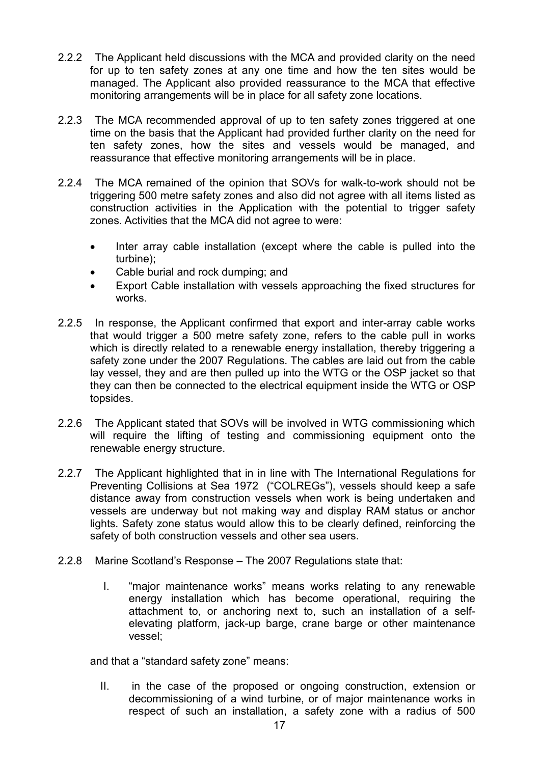2.2.2 The Applicant held discussions with the MCA and provided clarity on the need for up to ten safety zones at any one time and how the ten sites would be managed. The Applicant also provided reassurance to the MCA that effective monitoring arrangements will be in place for all safety zone locations.

2.2.3 The MCA recommended approval of up to ten safety zones triggered at one time on the basis that the Applicant had provided further clarity on the need for ten safety zones, how the sites and vessels would be managed, and reassurance that effective monitoring arrangements will be in place.

2.2.4 The MCA remained of the opinion that SOVs for walk-to-work should not be triggering 500 metre safety zones and also did not agree with all items listed as construction activities in the Application with the potential to trigger safety zones. Activities that the MCA did not agree to were:

- Inter array cable installation (except where the cable is pulled into the turbine);
- Cable burial and rock dumping; and
- Export Cable installation with vessels approaching the fixed structures for works.

2.2.5 In response, the Applicant confirmed that export and inter-array cable works that would trigger a 500 metre safety zone, refers to the cable pull in works which is directly related to a renewable energy installation, thereby triggering a safety zone under the 2007 Regulations. The cables are laid out from the cable lay vessel, they and are then pulled up into the WTG or the OSP jacket so that they can then be connected to the electrical equipment inside the WTG or OSP topsides.

2.2.6 The Applicant stated that SOVs will be involved in WTG commissioning which will require the lifting of testing and commissioning equipment onto the renewable energy structure.

2.2.7 The Applicant highlighted that in in line with The International Regulations for Preventing Collisions at Sea 1972 ("COLREGs"), vessels should keep a safe distance away from construction vessels when work is being undertaken and vessels are underway but not making way and display RAM status or anchor lights. Safety zone status would allow this to be clearly defined, reinforcing the safety of both construction vessels and other sea users.

2.2.8 Marine Scotland's Response – The 2007 Regulations state that:

I. "major maintenance works" means works relating to any renewable energy installation which has become operational, requiring the attachment to, or anchoring next to, such an installation of a self-elevating platform, jack-up barge, crane barge or other maintenance vessel;

and that a "standard safety zone" means:

II. in the case of the proposed or ongoing construction, extension or decommissioning of a wind turbine, or of major maintenance works in respect of such an installation, a safety zone with a radius of 500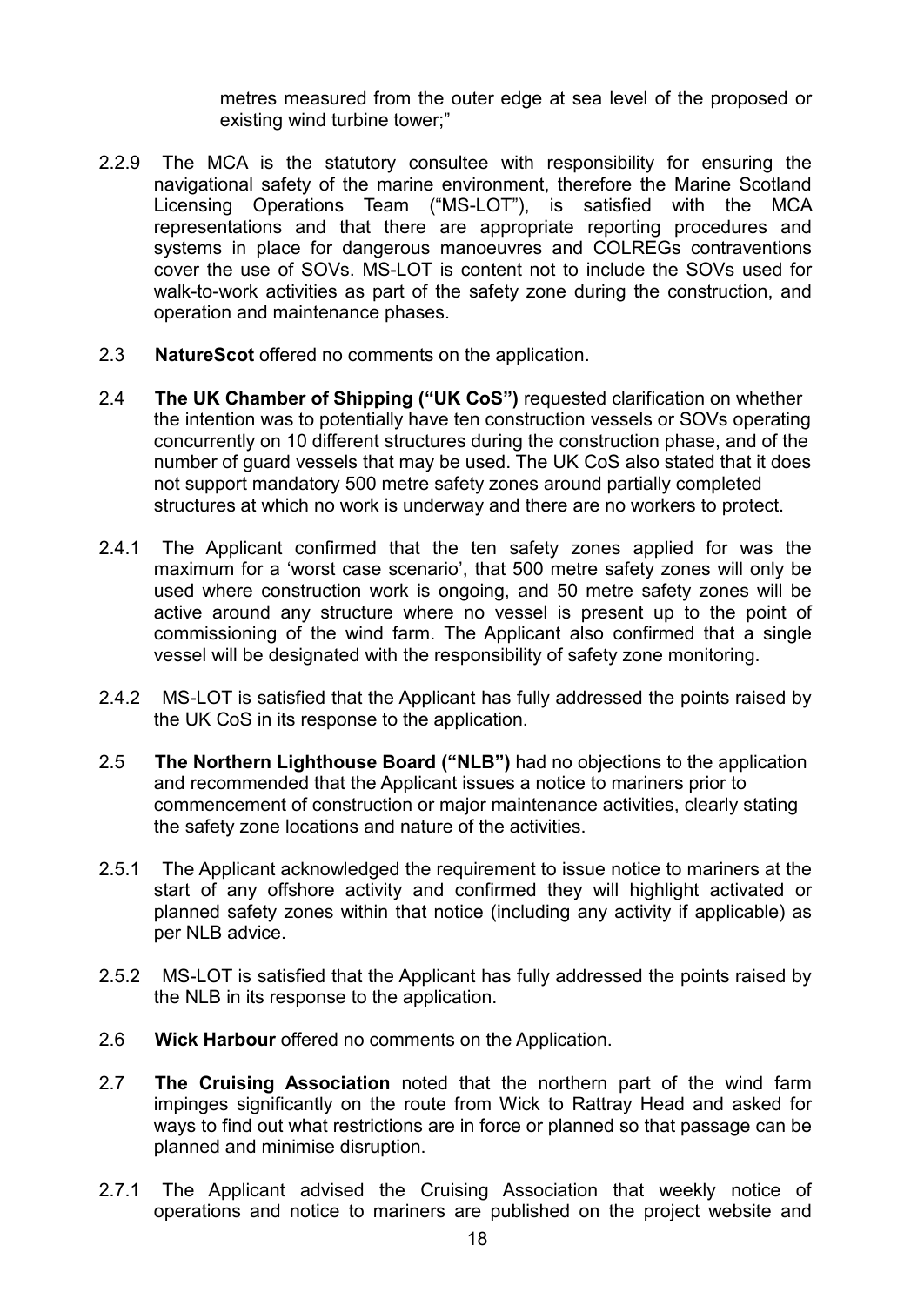metres measured from the outer edge at sea level of the proposed or existing wind turbine tower;"

2.2.9 The MCA is the statutory consultee with responsibility for ensuring the navigational safety of the marine environment, therefore the Marine Scotland Licensing Operations Team ("MS-LOT"), is satisfied with the MCA representations and that there are appropriate reporting procedures and systems in place for dangerous manoeuvres and COLREGs contraventions cover the use of SOVs. MS-LOT is content not to include the SOVs used for walk-to-work activities as part of the safety zone during the construction, and operation and maintenance phases.

2.3 **NatureScot** offered no comments on the application.

2.4 **The UK Chamber of Shipping ("UK CoS")** requested clarification on whether the intention was to potentially have ten construction vessels or SOVs operating concurrently on 10 different structures during the construction phase, and of the number of guard vessels that may be used. The UK CoS also stated that it does not support mandatory 500 metre safety zones around partially completed structures at which no work is underway and there are no workers to protect.

2.4.1 The Applicant confirmed that the ten safety zones applied for was the maximum for a 'worst case scenario', that 500 metre safety zones will only be used where construction work is ongoing, and 50 metre safety zones will be active around any structure where no vessel is present up to the point of commissioning of the wind farm. The Applicant also confirmed that a single vessel will be designated with the responsibility of safety zone monitoring.

2.4.2 MS-LOT is satisfied that the Applicant has fully addressed the points raised by the UK CoS in its response to the application.

2.5 **The Northern Lighthouse Board ("NLB")** had no objections to the application and recommended that the Applicant issues a notice to mariners prior to commencement of construction or major maintenance activities, clearly stating the safety zone locations and nature of the activities.

2.5.1 The Applicant acknowledged the requirement to issue notice to mariners at the start of any offshore activity and confirmed they will highlight activated or planned safety zones within that notice (including any activity if applicable) as per NLB advice.

2.5.2 MS-LOT is satisfied that the Applicant has fully addressed the points raised by the NLB in its response to the application.

2.6 **Wick Harbour** offered no comments on the Application.

2.7 **The Cruising Association** noted that the northern part of the wind farm impinges significantly on the route from Wick to Rattray Head and asked for ways to find out what restrictions are in force or planned so that passage can be planned and minimise disruption.

2.7.1 The Applicant advised the Cruising Association that weekly notice of operations and notice to mariners are published on the project website and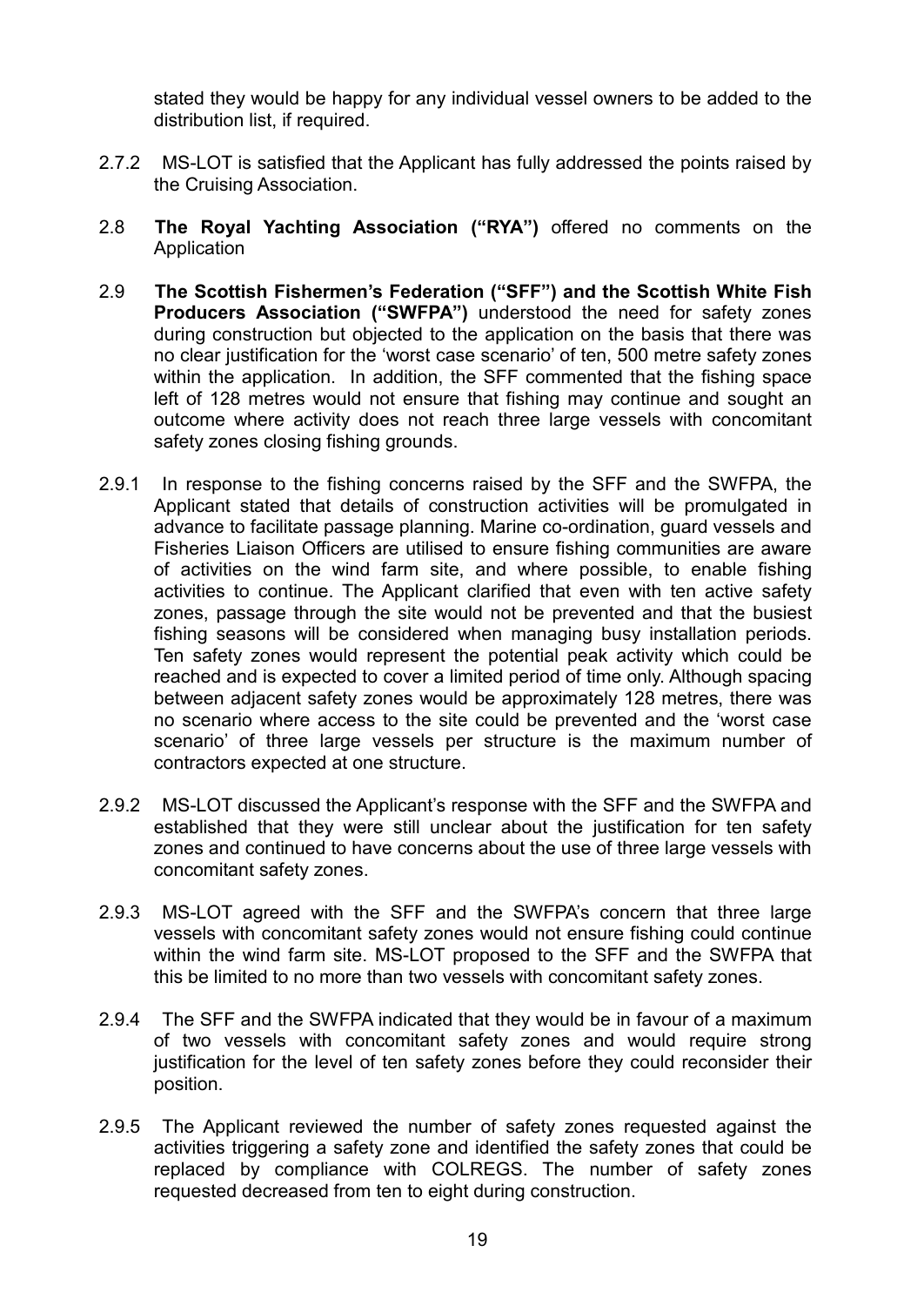stated they would be happy for any individual vessel owners to be added to the distribution list, if required.

2.7.2 MS-LOT is satisfied that the Applicant has fully addressed the points raised by the Cruising Association.

2.8 **The Royal Yachting Association ("RYA")** offered no comments on the Application

2.9 **The Scottish Fishermen's Federation ("SFF") and the Scottish White Fish Producers Association ("SWFPA")** understood the need for safety zones during construction but objected to the application on the basis that there was no clear justification for the 'worst case scenario' of ten, 500 metre safety zones within the application. In addition, the SFF commented that the fishing space left of 128 metres would not ensure that fishing may continue and sought an outcome where activity does not reach three large vessels with concomitant safety zones closing fishing grounds.

2.9.1 In response to the fishing concerns raised by the SFF and the SWFPA, the Applicant stated that details of construction activities will be promulgated in advance to facilitate passage planning. Marine co-ordination, guard vessels and Fisheries Liaison Officers are utilised to ensure fishing communities are aware of activities on the wind farm site, and where possible, to enable fishing activities to continue. The Applicant clarified that even with ten active safety zones, passage through the site would not be prevented and that the busiest fishing seasons will be considered when managing busy installation periods. Ten safety zones would represent the potential peak activity which could be reached and is expected to cover a limited period of time only. Although spacing between adjacent safety zones would be approximately 128 metres, there was no scenario where access to the site could be prevented and the 'worst case scenario' of three large vessels per structure is the maximum number of contractors expected at one structure.

2.9.2 MS-LOT discussed the Applicant's response with the SFF and the SWFPA and established that they were still unclear about the justification for ten safety zones and continued to have concerns about the use of three large vessels with concomitant safety zones.

2.9.3 MS-LOT agreed with the SFF and the SWFPA's concern that three large vessels with concomitant safety zones would not ensure fishing could continue within the wind farm site. MS-LOT proposed to the SFF and the SWFPA that this be limited to no more than two vessels with concomitant safety zones.

2.9.4 The SFF and the SWFPA indicated that they would be in favour of a maximum of two vessels with concomitant safety zones and would require strong justification for the level of ten safety zones before they could reconsider their position.

2.9.5 The Applicant reviewed the number of safety zones requested against the activities triggering a safety zone and identified the safety zones that could be replaced by compliance with COLREGS. The number of safety zones requested decreased from ten to eight during construction.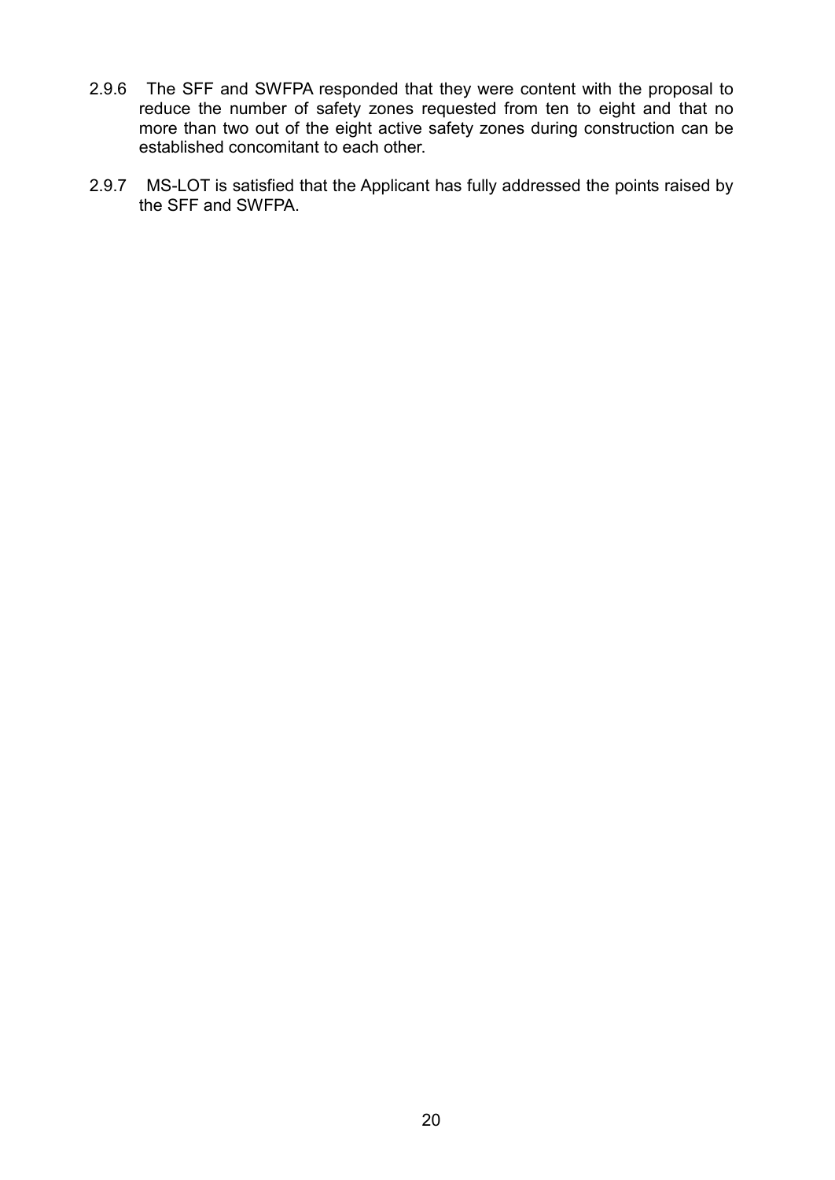2.9.6 The SFF and SWFPA responded that they were content with the proposal to reduce the number of safety zones requested from ten to eight and that no more than two out of the eight active safety zones during construction can be established concomitant to each other.

2.9.7 MS-LOT is satisfied that the Applicant has fully addressed the points raised by the SFF and SWFPA.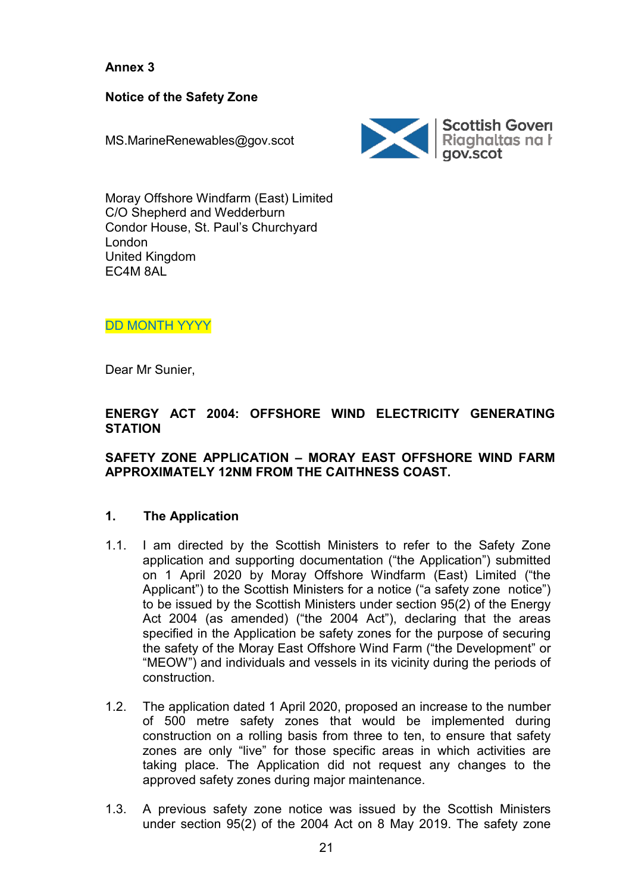**Annex 3**

**Notice of the Safety Zone**

MS.MarineRenewables@gov.scot

Scottish Government
Riaghaltas na h-Alba
gov.scot

Moray Offshore Windfarm (East) Limited
C/O Shepherd and Wedderburn
Condor House, St. Paul's Churchyard
London
United Kingdom
EC4M 8AL

DD MONTH YYYY

Dear Mr Sunier,

**ENERGY ACT 2004: OFFSHORE WIND ELECTRICITY GENERATING STATION**

**SAFETY ZONE APPLICATION – MORAY EAST OFFSHORE WIND FARM APPROXIMATELY 12NM FROM THE CAITHNESS COAST.**

## 1. The Application

1.1. I am directed by the Scottish Ministers to refer to the Safety Zone application and supporting documentation ("the Application") submitted on 1 April 2020 by Moray Offshore Windfarm (East) Limited ("the Applicant") to the Scottish Ministers for a notice ("a safety zone notice") to be issued by the Scottish Ministers under section 95(2) of the Energy Act 2004 (as amended) ("the 2004 Act"), declaring that the areas specified in the Application be safety zones for the purpose of securing the safety of the Moray East Offshore Wind Farm ("the Development" or "MEOW") and individuals and vessels in its vicinity during the periods of construction.

1.2. The application dated 1 April 2020, proposed an increase to the number of 500 metre safety zones that would be implemented during construction on a rolling basis from three to ten, to ensure that safety zones are only "live" for those specific areas in which activities are taking place. The Application did not request any changes to the approved safety zones during major maintenance.

1.3. A previous safety zone notice was issued by the Scottish Ministers under section 95(2) of the 2004 Act on 8 May 2019. The safety zone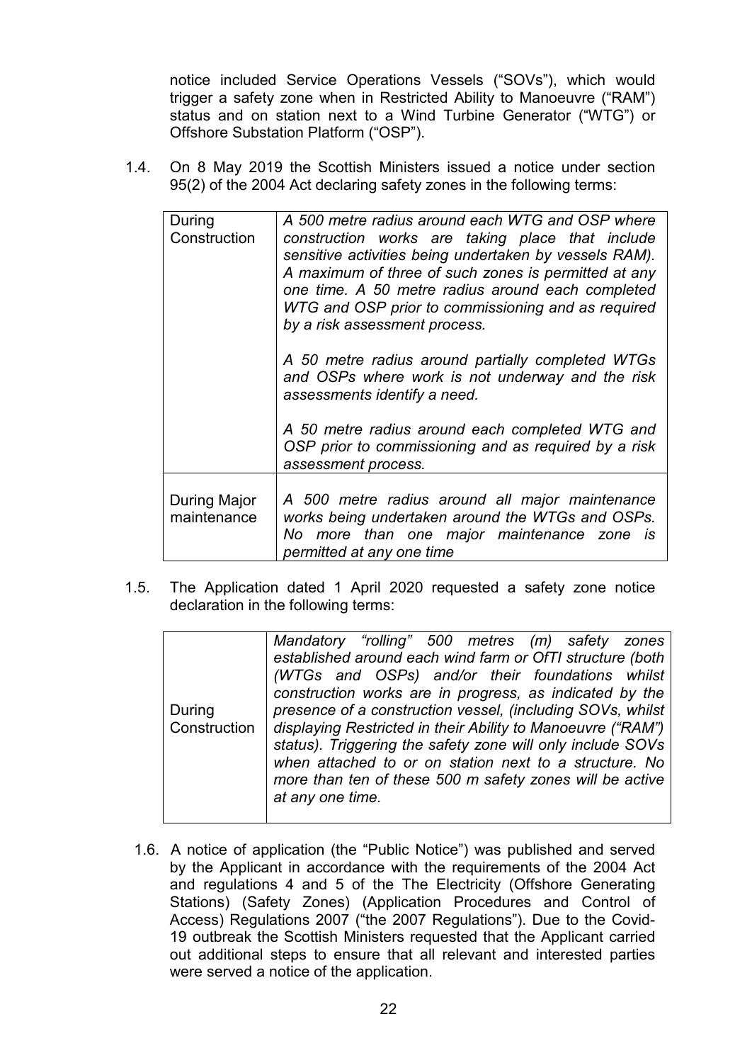notice included Service Operations Vessels ("SOVs"), which would trigger a safety zone when in Restricted Ability to Manoeuvre ("RAM") status and on station next to a Wind Turbine Generator ("WTG") or Offshore Substation Platform ("OSP").

1.4. On 8 May 2019 the Scottish Ministers issued a notice under section 95(2) of the 2004 Act declaring safety zones in the following terms:

| | |
|---|---|
| During Construction | *A 500 metre radius around each WTG and OSP where construction works are taking place that include sensitive activities being undertaken by vessels RAM). A maximum of three of such zones is permitted at any one time. A 50 metre radius around each completed WTG and OSP prior to commissioning and as required by a risk assessment process.*<br><br>*A 50 metre radius around partially completed WTGs and OSPs where work is not underway and the risk assessments identify a need.*<br><br>*A 50 metre radius around each completed WTG and OSP prior to commissioning and as required by a risk assessment process.* |
| During Major maintenance | *A 500 metre radius around all major maintenance works being undertaken around the WTGs and OSPs. No more than one major maintenance zone is permitted at any one time* |

1.5. The Application dated 1 April 2020 requested a safety zone notice declaration in the following terms:

| | |
|---|---|
| During Construction | *Mandatory "rolling" 500 metres (m) safety zones established around each wind farm or OfTI structure (both (WTGs and OSPs) and/or their foundations whilst construction works are in progress, as indicated by the presence of a construction vessel, (including SOVs, whilst displaying Restricted in their Ability to Manoeuvre ("RAM") status). Triggering the safety zone will only include SOVs when attached to or on station next to a structure. No more than ten of these 500 m safety zones will be active at any one time.* |

1.6. A notice of application (the "Public Notice") was published and served by the Applicant in accordance with the requirements of the 2004 Act and regulations 4 and 5 of the The Electricity (Offshore Generating Stations) (Safety Zones) (Application Procedures and Control of Access) Regulations 2007 ("the 2007 Regulations"). Due to the Covid-19 outbreak the Scottish Ministers requested that the Applicant carried out additional steps to ensure that all relevant and interested parties were served a notice of the application.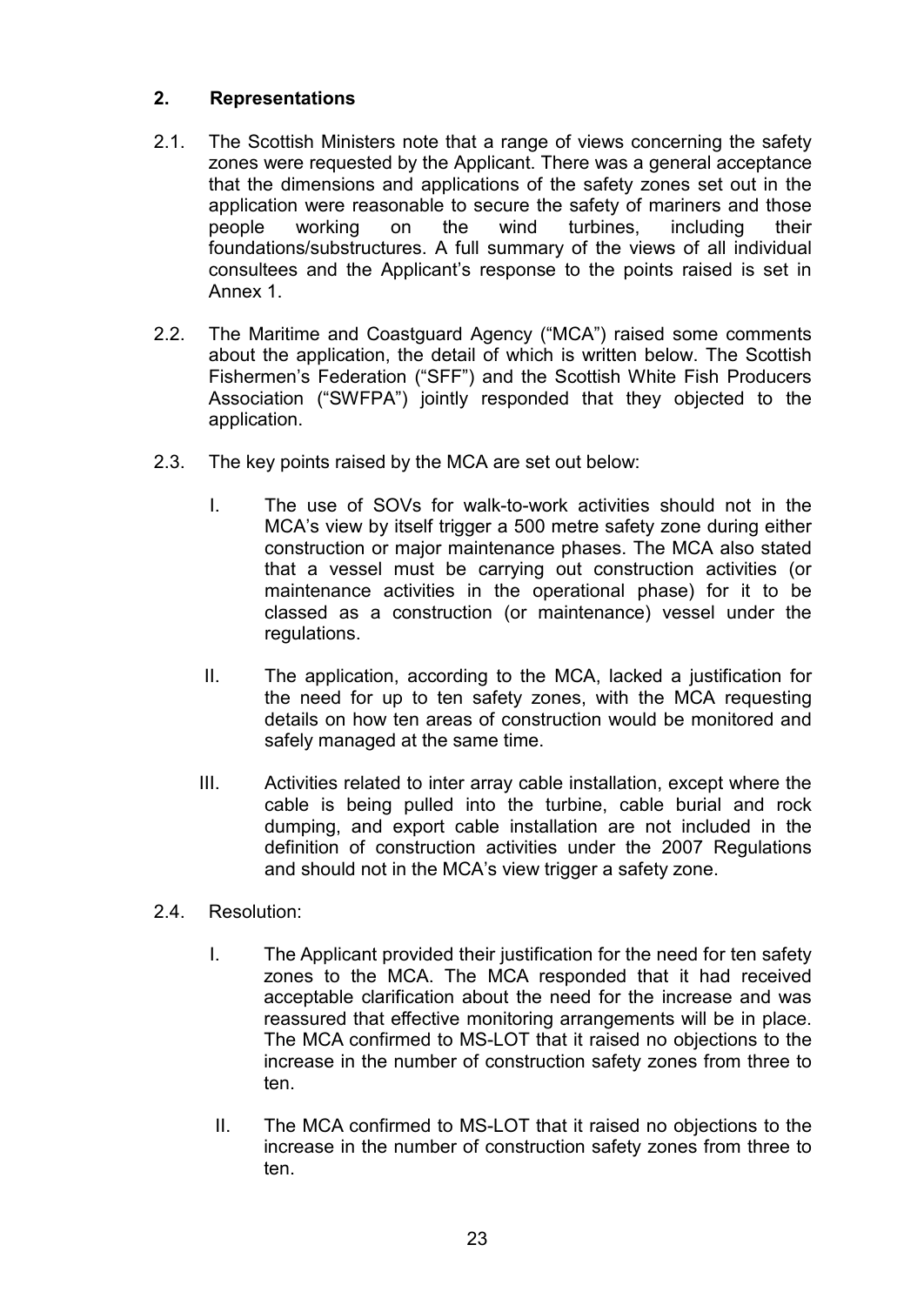## 2. Representations

2.1. The Scottish Ministers note that a range of views concerning the safety zones were requested by the Applicant. There was a general acceptance that the dimensions and applications of the safety zones set out in the application were reasonable to secure the safety of mariners and those people working on the wind turbines, including their foundations/substructures. A full summary of the views of all individual consultees and the Applicant's response to the points raised is set in Annex 1.

2.2. The Maritime and Coastguard Agency ("MCA") raised some comments about the application, the detail of which is written below. The Scottish Fishermen's Federation ("SFF") and the Scottish White Fish Producers Association ("SWFPA") jointly responded that they objected to the application.

2.3. The key points raised by the MCA are set out below:

I. The use of SOVs for walk-to-work activities should not in the MCA's view by itself trigger a 500 metre safety zone during either construction or major maintenance phases. The MCA also stated that a vessel must be carrying out construction activities (or maintenance activities in the operational phase) for it to be classed as a construction (or maintenance) vessel under the regulations.

II. The application, according to the MCA, lacked a justification for the need for up to ten safety zones, with the MCA requesting details on how ten areas of construction would be monitored and safely managed at the same time.

III. Activities related to inter array cable installation, except where the cable is being pulled into the turbine, cable burial and rock dumping, and export cable installation are not included in the definition of construction activities under the 2007 Regulations and should not in the MCA's view trigger a safety zone.

2.4. Resolution:

I. The Applicant provided their justification for the need for ten safety zones to the MCA. The MCA responded that it had received acceptable clarification about the need for the increase and was reassured that effective monitoring arrangements will be in place. The MCA confirmed to MS-LOT that it raised no objections to the increase in the number of construction safety zones from three to ten.

II. The MCA confirmed to MS-LOT that it raised no objections to the increase in the number of construction safety zones from three to ten.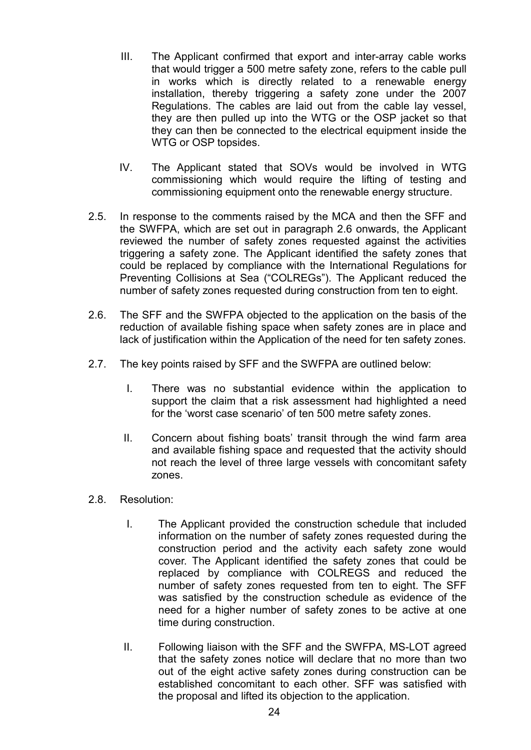III. The Applicant confirmed that export and inter-array cable works that would trigger a 500 metre safety zone, refers to the cable pull in works which is directly related to a renewable energy installation, thereby triggering a safety zone under the 2007 Regulations. The cables are laid out from the cable lay vessel, they are then pulled up into the WTG or the OSP jacket so that they can then be connected to the electrical equipment inside the WTG or OSP topsides.

IV. The Applicant stated that SOVs would be involved in WTG commissioning which would require the lifting of testing and commissioning equipment onto the renewable energy structure.

2.5. In response to the comments raised by the MCA and then the SFF and the SWFPA, which are set out in paragraph 2.6 onwards, the Applicant reviewed the number of safety zones requested against the activities triggering a safety zone. The Applicant identified the safety zones that could be replaced by compliance with the International Regulations for Preventing Collisions at Sea ("COLREGs"). The Applicant reduced the number of safety zones requested during construction from ten to eight.

2.6. The SFF and the SWFPA objected to the application on the basis of the reduction of available fishing space when safety zones are in place and lack of justification within the Application of the need for ten safety zones.

2.7. The key points raised by SFF and the SWFPA are outlined below:

I. There was no substantial evidence within the application to support the claim that a risk assessment had highlighted a need for the 'worst case scenario' of ten 500 metre safety zones.

II. Concern about fishing boats' transit through the wind farm area and available fishing space and requested that the activity should not reach the level of three large vessels with concomitant safety zones.

2.8. Resolution:

I. The Applicant provided the construction schedule that included information on the number of safety zones requested during the construction period and the activity each safety zone would cover. The Applicant identified the safety zones that could be replaced by compliance with COLREGS and reduced the number of safety zones requested from ten to eight. The SFF was satisfied by the construction schedule as evidence of the need for a higher number of safety zones to be active at one time during construction.

II. Following liaison with the SFF and the SWFPA, MS-LOT agreed that the safety zones notice will declare that no more than two out of the eight active safety zones during construction can be established concomitant to each other. SFF was satisfied with the proposal and lifted its objection to the application.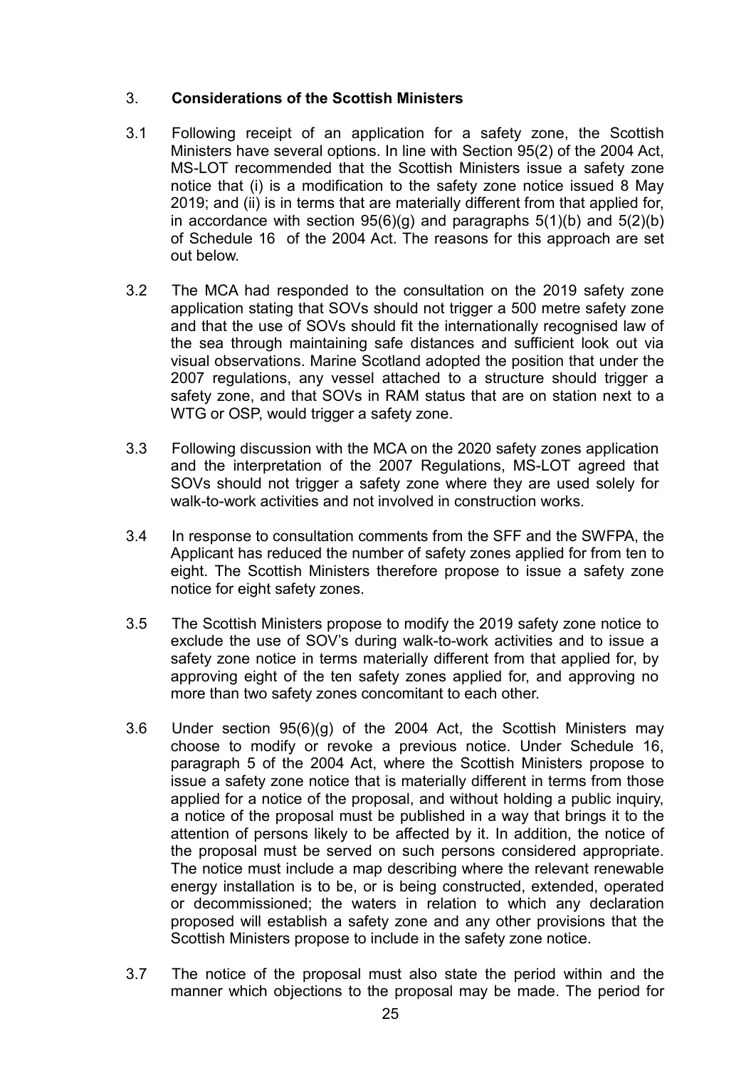## 3. Considerations of the Scottish Ministers

3.1 Following receipt of an application for a safety zone, the Scottish Ministers have several options. In line with Section 95(2) of the 2004 Act, MS-LOT recommended that the Scottish Ministers issue a safety zone notice that (i) is a modification to the safety zone notice issued 8 May 2019; and (ii) is in terms that are materially different from that applied for, in accordance with section 95(6)(g) and paragraphs 5(1)(b) and 5(2)(b) of Schedule 16 of the 2004 Act. The reasons for this approach are set out below.

3.2 The MCA had responded to the consultation on the 2019 safety zone application stating that SOVs should not trigger a 500 metre safety zone and that the use of SOVs should fit the internationally recognised law of the sea through maintaining safe distances and sufficient look out via visual observations. Marine Scotland adopted the position that under the 2007 regulations, any vessel attached to a structure should trigger a safety zone, and that SOVs in RAM status that are on station next to a WTG or OSP, would trigger a safety zone.

3.3 Following discussion with the MCA on the 2020 safety zones application and the interpretation of the 2007 Regulations, MS-LOT agreed that SOVs should not trigger a safety zone where they are used solely for walk-to-work activities and not involved in construction works.

3.4 In response to consultation comments from the SFF and the SWFPA, the Applicant has reduced the number of safety zones applied for from ten to eight. The Scottish Ministers therefore propose to issue a safety zone notice for eight safety zones.

3.5 The Scottish Ministers propose to modify the 2019 safety zone notice to exclude the use of SOV's during walk-to-work activities and to issue a safety zone notice in terms materially different from that applied for, by approving eight of the ten safety zones applied for, and approving no more than two safety zones concomitant to each other.

3.6 Under section 95(6)(g) of the 2004 Act, the Scottish Ministers may choose to modify or revoke a previous notice. Under Schedule 16, paragraph 5 of the 2004 Act, where the Scottish Ministers propose to issue a safety zone notice that is materially different in terms from those applied for a notice of the proposal, and without holding a public inquiry, a notice of the proposal must be published in a way that brings it to the attention of persons likely to be affected by it. In addition, the notice of the proposal must be served on such persons considered appropriate. The notice must include a map describing where the relevant renewable energy installation is to be, or is being constructed, extended, operated or decommissioned; the waters in relation to which any declaration proposed will establish a safety zone and any other provisions that the Scottish Ministers propose to include in the safety zone notice.

3.7 The notice of the proposal must also state the period within and the manner which objections to the proposal may be made. The period for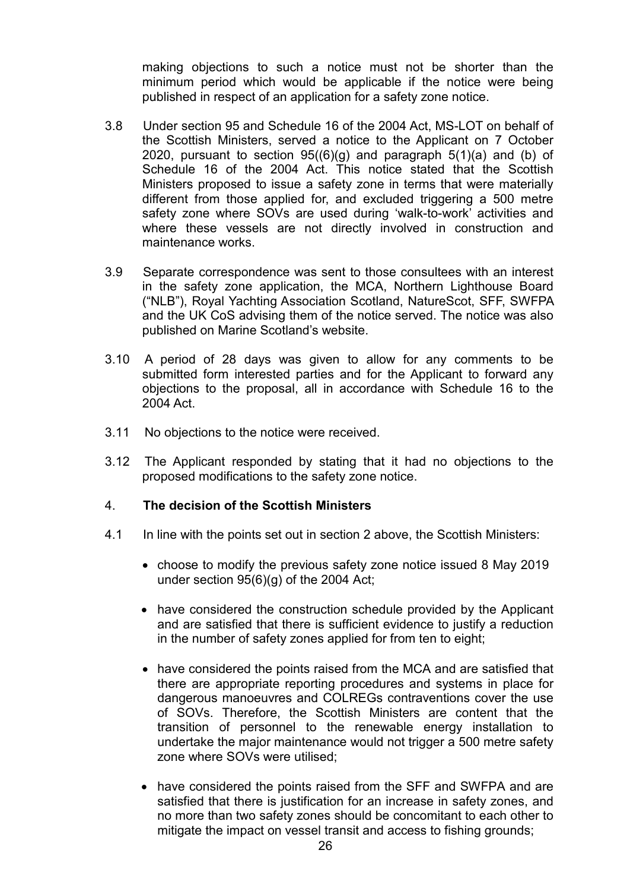making objections to such a notice must not be shorter than the minimum period which would be applicable if the notice were being published in respect of an application for a safety zone notice.

3.8 Under section 95 and Schedule 16 of the 2004 Act, MS-LOT on behalf of the Scottish Ministers, served a notice to the Applicant on 7 October 2020, pursuant to section 95((6)(g) and paragraph 5(1)(a) and (b) of Schedule 16 of the 2004 Act. This notice stated that the Scottish Ministers proposed to issue a safety zone in terms that were materially different from those applied for, and excluded triggering a 500 metre safety zone where SOVs are used during 'walk-to-work' activities and where these vessels are not directly involved in construction and maintenance works.

3.9 Separate correspondence was sent to those consultees with an interest in the safety zone application, the MCA, Northern Lighthouse Board ("NLB"), Royal Yachting Association Scotland, NatureScot, SFF, SWFPA and the UK CoS advising them of the notice served. The notice was also published on Marine Scotland's website.

3.10 A period of 28 days was given to allow for any comments to be submitted form interested parties and for the Applicant to forward any objections to the proposal, all in accordance with Schedule 16 to the 2004 Act.

3.11 No objections to the notice were received.

3.12 The Applicant responded by stating that it had no objections to the proposed modifications to the safety zone notice.

## 4. **The decision of the Scottish Ministers**

4.1 In line with the points set out in section 2 above, the Scottish Ministers:

- choose to modify the previous safety zone notice issued 8 May 2019 under section 95(6)(g) of the 2004 Act;
- have considered the construction schedule provided by the Applicant and are satisfied that there is sufficient evidence to justify a reduction in the number of safety zones applied for from ten to eight;
- have considered the points raised from the MCA and are satisfied that there are appropriate reporting procedures and systems in place for dangerous manoeuvres and COLREGs contraventions cover the use of SOVs. Therefore, the Scottish Ministers are content that the transition of personnel to the renewable energy installation to undertake the major maintenance would not trigger a 500 metre safety zone where SOVs were utilised;
- have considered the points raised from the SFF and SWFPA and are satisfied that there is justification for an increase in safety zones, and no more than two safety zones should be concomitant to each other to mitigate the impact on vessel transit and access to fishing grounds;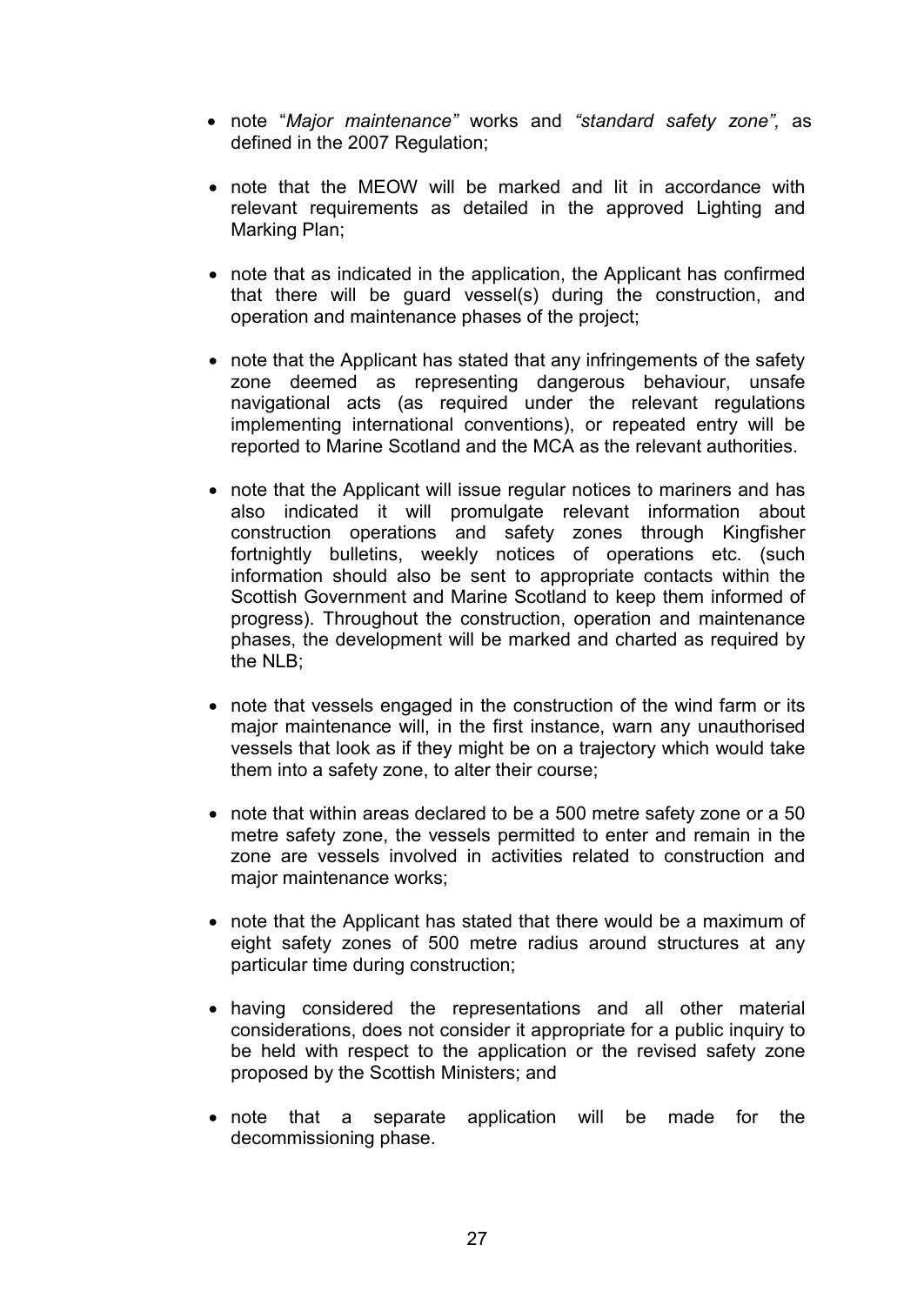- note "*Major maintenance"* works and *"standard safety zone",* as defined in the 2007 Regulation;

- note that the MEOW will be marked and lit in accordance with relevant requirements as detailed in the approved Lighting and Marking Plan;

- note that as indicated in the application, the Applicant has confirmed that there will be guard vessel(s) during the construction, and operation and maintenance phases of the project;

- note that the Applicant has stated that any infringements of the safety zone deemed as representing dangerous behaviour, unsafe navigational acts (as required under the relevant regulations implementing international conventions), or repeated entry will be reported to Marine Scotland and the MCA as the relevant authorities.

- note that the Applicant will issue regular notices to mariners and has also indicated it will promulgate relevant information about construction operations and safety zones through Kingfisher fortnightly bulletins, weekly notices of operations etc. (such information should also be sent to appropriate contacts within the Scottish Government and Marine Scotland to keep them informed of progress). Throughout the construction, operation and maintenance phases, the development will be marked and charted as required by the NLB;

- note that vessels engaged in the construction of the wind farm or its major maintenance will, in the first instance, warn any unauthorised vessels that look as if they might be on a trajectory which would take them into a safety zone, to alter their course;

- note that within areas declared to be a 500 metre safety zone or a 50 metre safety zone, the vessels permitted to enter and remain in the zone are vessels involved in activities related to construction and major maintenance works;

- note that the Applicant has stated that there would be a maximum of eight safety zones of 500 metre radius around structures at any particular time during construction;

- having considered the representations and all other material considerations, does not consider it appropriate for a public inquiry to be held with respect to the application or the revised safety zone proposed by the Scottish Ministers; and

- note that a separate application will be made for the decommissioning phase.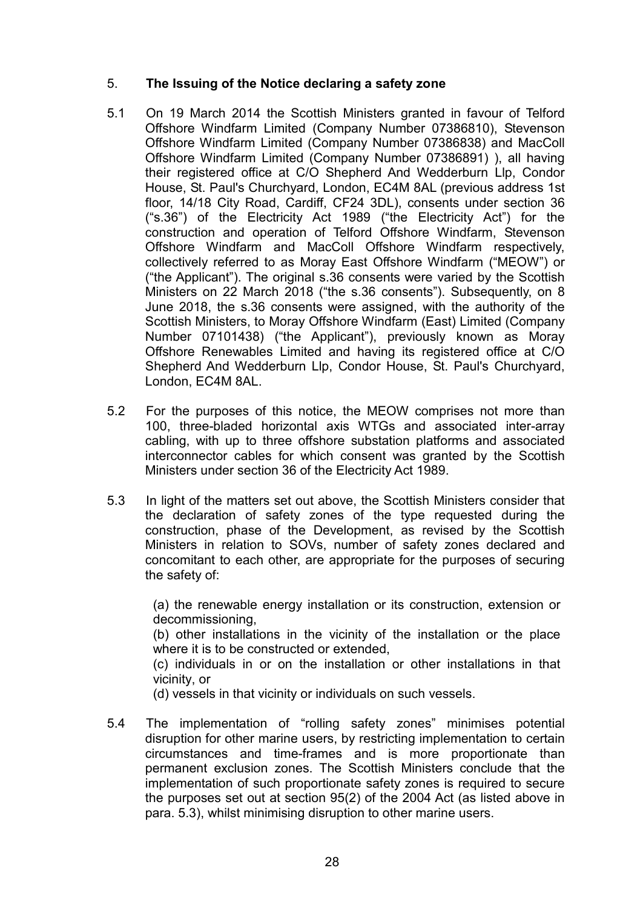## 5. **The Issuing of the Notice declaring a safety zone**

5.1 On 19 March 2014 the Scottish Ministers granted in favour of Telford Offshore Windfarm Limited (Company Number 07386810), Stevenson Offshore Windfarm Limited (Company Number 07386838) and MacColl Offshore Windfarm Limited (Company Number 07386891) ), all having their registered office at C/O Shepherd And Wedderburn Llp, Condor House, St. Paul's Churchyard, London, EC4M 8AL (previous address 1st floor, 14/18 City Road, Cardiff, CF24 3DL), consents under section 36 ("s.36") of the Electricity Act 1989 ("the Electricity Act") for the construction and operation of Telford Offshore Windfarm, Stevenson Offshore Windfarm and MacColl Offshore Windfarm respectively, collectively referred to as Moray East Offshore Windfarm ("MEOW") or ("the Applicant"). The original s.36 consents were varied by the Scottish Ministers on 22 March 2018 ("the s.36 consents"). Subsequently, on 8 June 2018, the s.36 consents were assigned, with the authority of the Scottish Ministers, to Moray Offshore Windfarm (East) Limited (Company Number 07101438) ("the Applicant"), previously known as Moray Offshore Renewables Limited and having its registered office at C/O Shepherd And Wedderburn Llp, Condor House, St. Paul's Churchyard, London, EC4M 8AL.

5.2 For the purposes of this notice, the MEOW comprises not more than 100, three-bladed horizontal axis WTGs and associated inter-array cabling, with up to three offshore substation platforms and associated interconnector cables for which consent was granted by the Scottish Ministers under section 36 of the Electricity Act 1989.

5.3 In light of the matters set out above, the Scottish Ministers consider that the declaration of safety zones of the type requested during the construction, phase of the Development, as revised by the Scottish Ministers in relation to SOVs, number of safety zones declared and concomitant to each other, are appropriate for the purposes of securing the safety of:

(a) the renewable energy installation or its construction, extension or decommissioning,

(b) other installations in the vicinity of the installation or the place where it is to be constructed or extended,

(c) individuals in or on the installation or other installations in that vicinity, or

(d) vessels in that vicinity or individuals on such vessels.

5.4 The implementation of "rolling safety zones" minimises potential disruption for other marine users, by restricting implementation to certain circumstances and time-frames and is more proportionate than permanent exclusion zones. The Scottish Ministers conclude that the implementation of such proportionate safety zones is required to secure the purposes set out at section 95(2) of the 2004 Act (as listed above in para. 5.3), whilst minimising disruption to other marine users.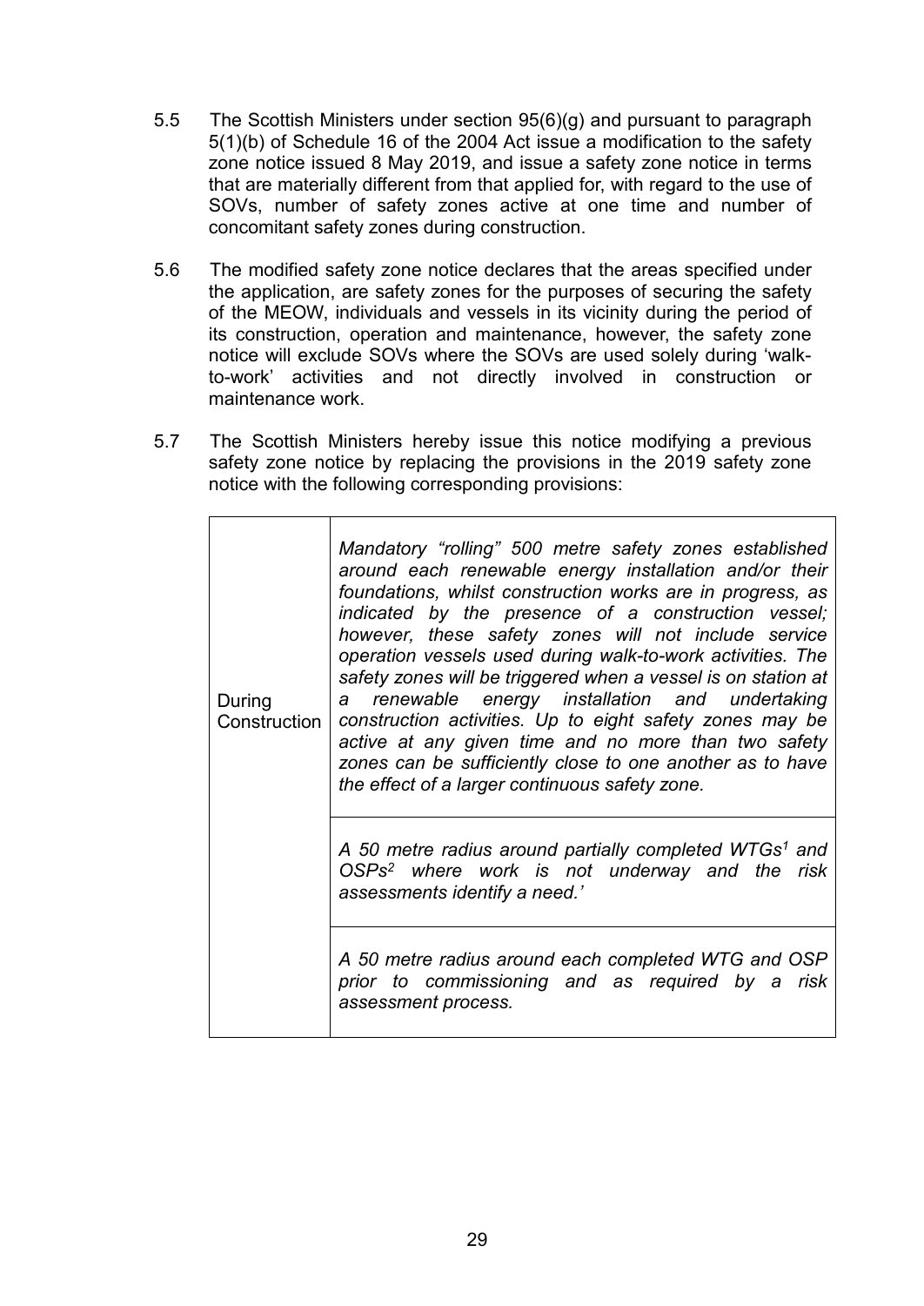5.5 The Scottish Ministers under section 95(6)(g) and pursuant to paragraph 5(1)(b) of Schedule 16 of the 2004 Act issue a modification to the safety zone notice issued 8 May 2019, and issue a safety zone notice in terms that are materially different from that applied for, with regard to the use of SOVs, number of safety zones active at one time and number of concomitant safety zones during construction.

5.6 The modified safety zone notice declares that the areas specified under the application, are safety zones for the purposes of securing the safety of the MEOW, individuals and vessels in its vicinity during the period of its construction, operation and maintenance, however, the safety zone notice will exclude SOVs where the SOVs are used solely during 'walk-to-work' activities and not directly involved in construction or maintenance work.

5.7 The Scottish Ministers hereby issue this notice modifying a previous safety zone notice by replacing the provisions in the 2019 safety zone notice with the following corresponding provisions:

| | |
|---|---|
| During Construction | *Mandatory "rolling" 500 metre safety zones established around each renewable energy installation and/or their foundations, whilst construction works are in progress, as indicated by the presence of a construction vessel; however, these safety zones will not include service operation vessels used during walk-to-work activities. The safety zones will be triggered when a vessel is on station at a renewable energy installation and undertaking construction activities. Up to eight safety zones may be active at any given time and no more than two safety zones can be sufficiently close to one another as to have the effect of a larger continuous safety zone.* |
| | *A 50 metre radius around partially completed WTGs[1] and OSPs[2] where work is not underway and the risk assessments identify a need.'* |
| | *A 50 metre radius around each completed WTG and OSP prior to commissioning and as required by a risk assessment process.* |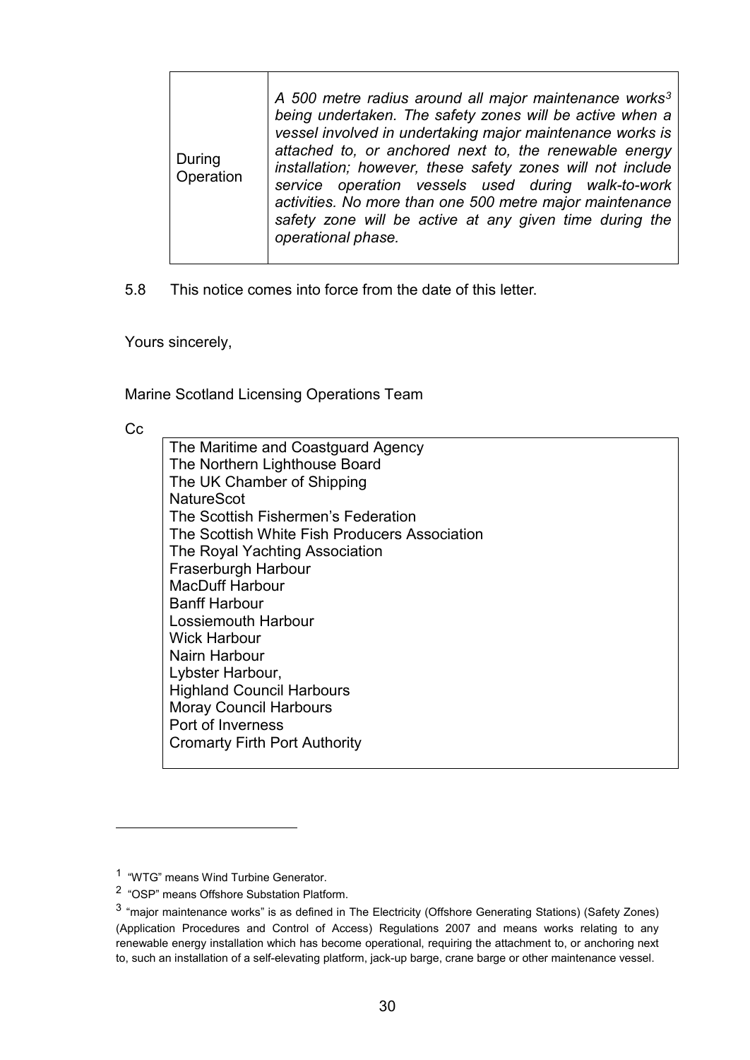| | |
|---|---|
| During Operation | *A 500 metre radius around all major maintenance works[3] being undertaken. The safety zones will be active when a vessel involved in undertaking major maintenance works is attached to, or anchored next to, the renewable energy installation; however, these safety zones will not include service operation vessels used during walk-to-work activities. No more than one 500 metre major maintenance safety zone will be active at any given time during the operational phase.* |

5.8 This notice comes into force from the date of this letter.

Yours sincerely,

Marine Scotland Licensing Operations Team

Cc

| |
|---|
| The Maritime and Coastguard Agency<br>The Northern Lighthouse Board<br>The UK Chamber of Shipping<br>NatureScot<br>The Scottish Fishermen's Federation<br>The Scottish White Fish Producers Association<br>The Royal Yachting Association<br>Fraserburgh Harbour<br>MacDuff Harbour<br>Banff Harbour<br>Lossiemouth Harbour<br>Wick Harbour<br>Nairn Harbour<br>Lybster Harbour,<br>Highland Council Harbours<br>Moray Council Harbours<br>Port of Inverness<br>Cromarty Firth Port Authority |

---

[1] "WTG" means Wind Turbine Generator.

[2] "OSP" means Offshore Substation Platform.

[3] "major maintenance works" is as defined in The Electricity (Offshore Generating Stations) (Safety Zones) (Application Procedures and Control of Access) Regulations 2007 and means works relating to any renewable energy installation which has become operational, requiring the attachment to, or anchoring next to, such an installation of a self-elevating platform, jack-up barge, crane barge or other maintenance vessel.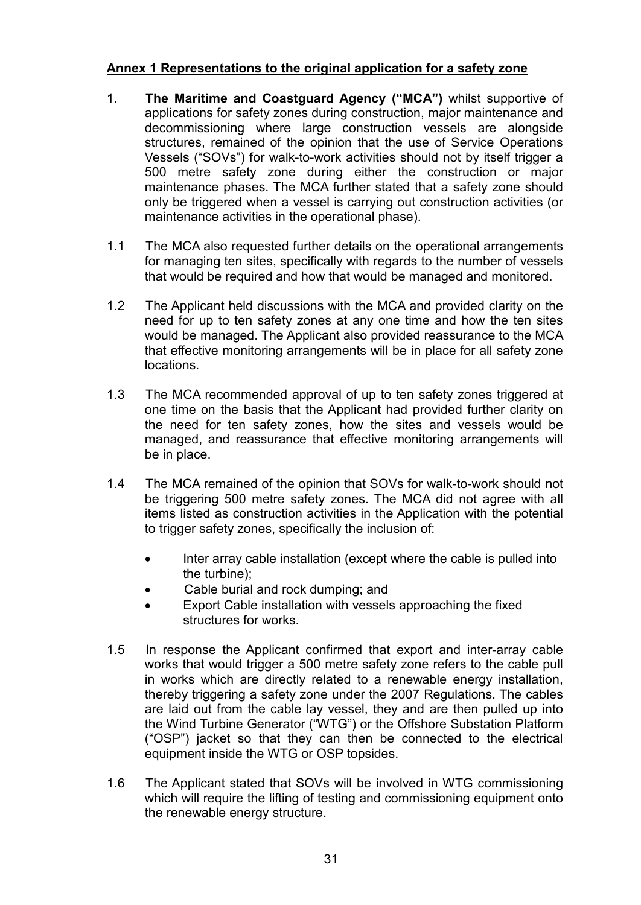**Annex 1 Representations to the original application for a safety zone**

1. **The Maritime and Coastguard Agency ("MCA")** whilst supportive of applications for safety zones during construction, major maintenance and decommissioning where large construction vessels are alongside structures, remained of the opinion that the use of Service Operations Vessels ("SOVs") for walk-to-work activities should not by itself trigger a 500 metre safety zone during either the construction or major maintenance phases. The MCA further stated that a safety zone should only be triggered when a vessel is carrying out construction activities (or maintenance activities in the operational phase).

1.1 The MCA also requested further details on the operational arrangements for managing ten sites, specifically with regards to the number of vessels that would be required and how that would be managed and monitored.

1.2 The Applicant held discussions with the MCA and provided clarity on the need for up to ten safety zones at any one time and how the ten sites would be managed. The Applicant also provided reassurance to the MCA that effective monitoring arrangements will be in place for all safety zone locations.

1.3 The MCA recommended approval of up to ten safety zones triggered at one time on the basis that the Applicant had provided further clarity on the need for ten safety zones, how the sites and vessels would be managed, and reassurance that effective monitoring arrangements will be in place.

1.4 The MCA remained of the opinion that SOVs for walk-to-work should not be triggering 500 metre safety zones. The MCA did not agree with all items listed as construction activities in the Application with the potential to trigger safety zones, specifically the inclusion of:

- Inter array cable installation (except where the cable is pulled into the turbine);
- Cable burial and rock dumping; and
- Export Cable installation with vessels approaching the fixed structures for works.

1.5 In response the Applicant confirmed that export and inter-array cable works that would trigger a 500 metre safety zone refers to the cable pull in works which are directly related to a renewable energy installation, thereby triggering a safety zone under the 2007 Regulations. The cables are laid out from the cable lay vessel, they and are then pulled up into the Wind Turbine Generator ("WTG") or the Offshore Substation Platform ("OSP") jacket so that they can then be connected to the electrical equipment inside the WTG or OSP topsides.

1.6 The Applicant stated that SOVs will be involved in WTG commissioning which will require the lifting of testing and commissioning equipment onto the renewable energy structure.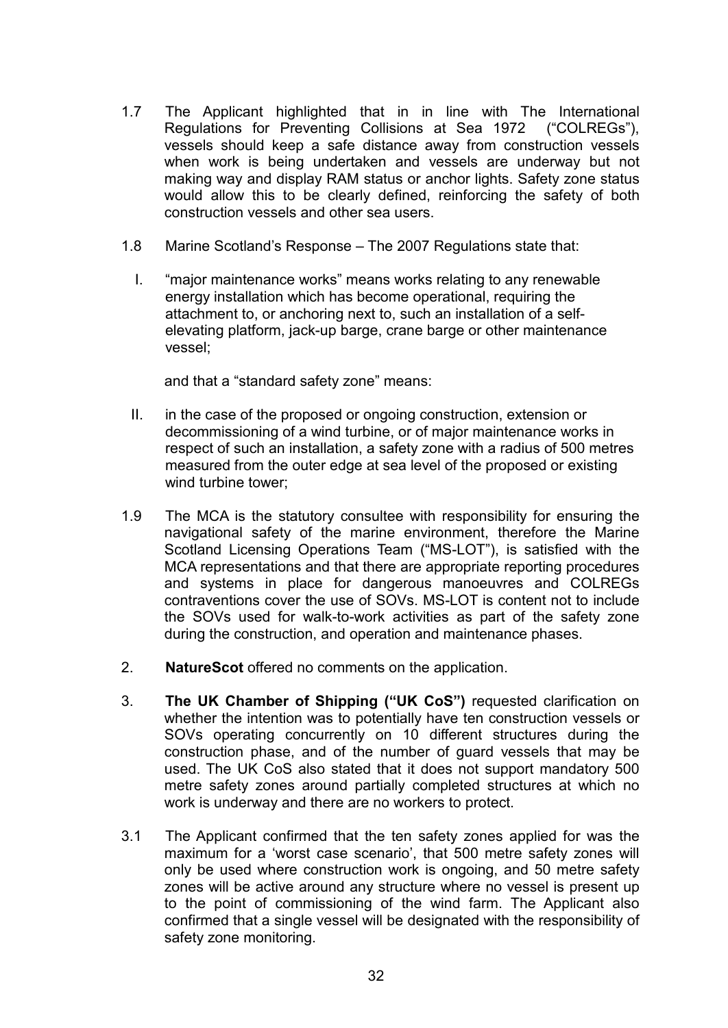1.7 The Applicant highlighted that in in line with The International Regulations for Preventing Collisions at Sea 1972 ("COLREGs"), vessels should keep a safe distance away from construction vessels when work is being undertaken and vessels are underway but not making way and display RAM status or anchor lights. Safety zone status would allow this to be clearly defined, reinforcing the safety of both construction vessels and other sea users.

1.8 Marine Scotland's Response – The 2007 Regulations state that:

I. "major maintenance works" means works relating to any renewable energy installation which has become operational, requiring the attachment to, or anchoring next to, such an installation of a self-elevating platform, jack-up barge, crane barge or other maintenance vessel;

and that a "standard safety zone" means:

II. in the case of the proposed or ongoing construction, extension or decommissioning of a wind turbine, or of major maintenance works in respect of such an installation, a safety zone with a radius of 500 metres measured from the outer edge at sea level of the proposed or existing wind turbine tower;

1.9 The MCA is the statutory consultee with responsibility for ensuring the navigational safety of the marine environment, therefore the Marine Scotland Licensing Operations Team ("MS-LOT"), is satisfied with the MCA representations and that there are appropriate reporting procedures and systems in place for dangerous manoeuvres and COLREGs contraventions cover the use of SOVs. MS-LOT is content not to include the SOVs used for walk-to-work activities as part of the safety zone during the construction, and operation and maintenance phases.

2. **NatureScot** offered no comments on the application.

3. **The UK Chamber of Shipping ("UK CoS")** requested clarification on whether the intention was to potentially have ten construction vessels or SOVs operating concurrently on 10 different structures during the construction phase, and of the number of guard vessels that may be used. The UK CoS also stated that it does not support mandatory 500 metre safety zones around partially completed structures at which no work is underway and there are no workers to protect.

3.1 The Applicant confirmed that the ten safety zones applied for was the maximum for a 'worst case scenario', that 500 metre safety zones will only be used where construction work is ongoing, and 50 metre safety zones will be active around any structure where no vessel is present up to the point of commissioning of the wind farm. The Applicant also confirmed that a single vessel will be designated with the responsibility of safety zone monitoring.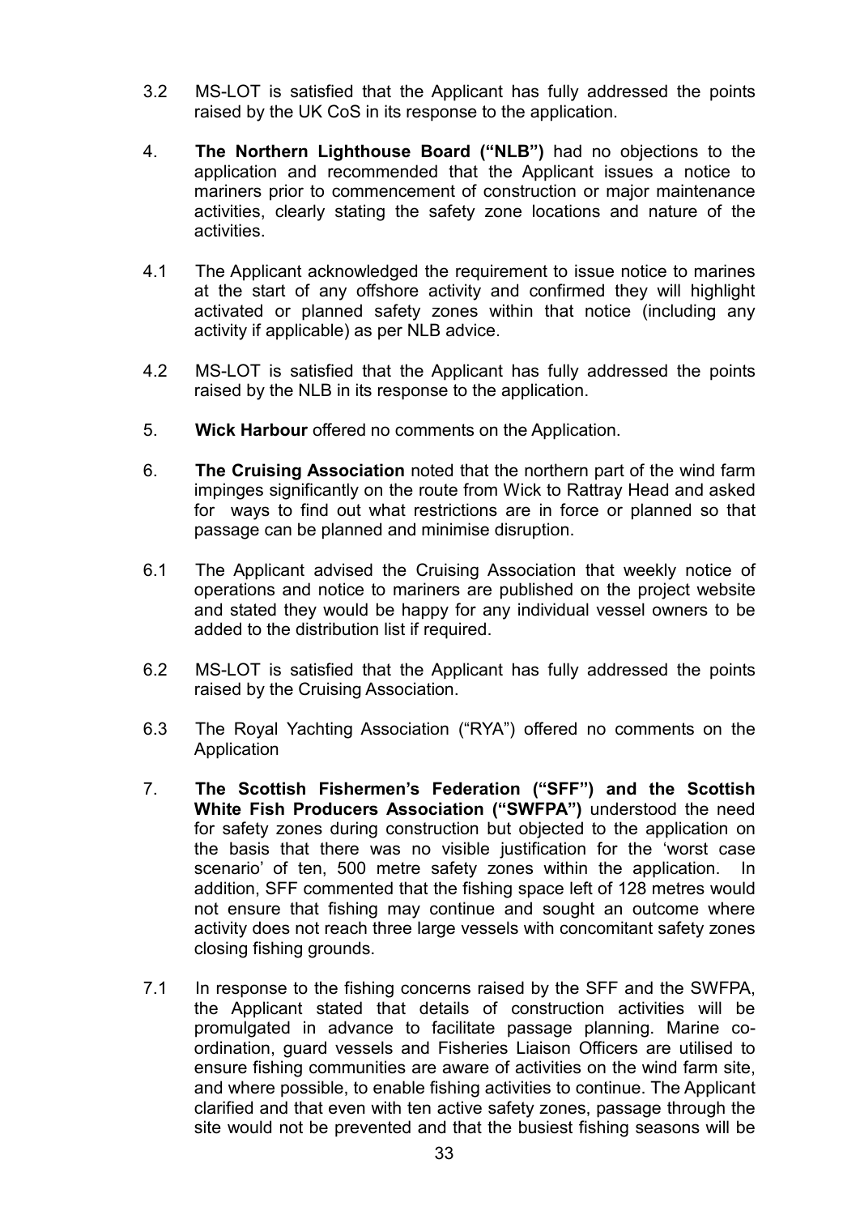3.2 MS-LOT is satisfied that the Applicant has fully addressed the points raised by the UK CoS in its response to the application.

4. **The Northern Lighthouse Board ("NLB")** had no objections to the application and recommended that the Applicant issues a notice to mariners prior to commencement of construction or major maintenance activities, clearly stating the safety zone locations and nature of the activities.

4.1 The Applicant acknowledged the requirement to issue notice to marines at the start of any offshore activity and confirmed they will highlight activated or planned safety zones within that notice (including any activity if applicable) as per NLB advice.

4.2 MS-LOT is satisfied that the Applicant has fully addressed the points raised by the NLB in its response to the application.

5. **Wick Harbour** offered no comments on the Application.

6. **The Cruising Association** noted that the northern part of the wind farm impinges significantly on the route from Wick to Rattray Head and asked for ways to find out what restrictions are in force or planned so that passage can be planned and minimise disruption.

6.1 The Applicant advised the Cruising Association that weekly notice of operations and notice to mariners are published on the project website and stated they would be happy for any individual vessel owners to be added to the distribution list if required.

6.2 MS-LOT is satisfied that the Applicant has fully addressed the points raised by the Cruising Association.

6.3 The Royal Yachting Association ("RYA") offered no comments on the Application

7. **The Scottish Fishermen's Federation ("SFF") and the Scottish White Fish Producers Association ("SWFPA")** understood the need for safety zones during construction but objected to the application on the basis that there was no visible justification for the 'worst case scenario' of ten, 500 metre safety zones within the application. In addition, SFF commented that the fishing space left of 128 metres would not ensure that fishing may continue and sought an outcome where activity does not reach three large vessels with concomitant safety zones closing fishing grounds.

7.1 In response to the fishing concerns raised by the SFF and the SWFPA, the Applicant stated that details of construction activities will be promulgated in advance to facilitate passage planning. Marine co-ordination, guard vessels and Fisheries Liaison Officers are utilised to ensure fishing communities are aware of activities on the wind farm site, and where possible, to enable fishing activities to continue. The Applicant clarified and that even with ten active safety zones, passage through the site would not be prevented and that the busiest fishing seasons will be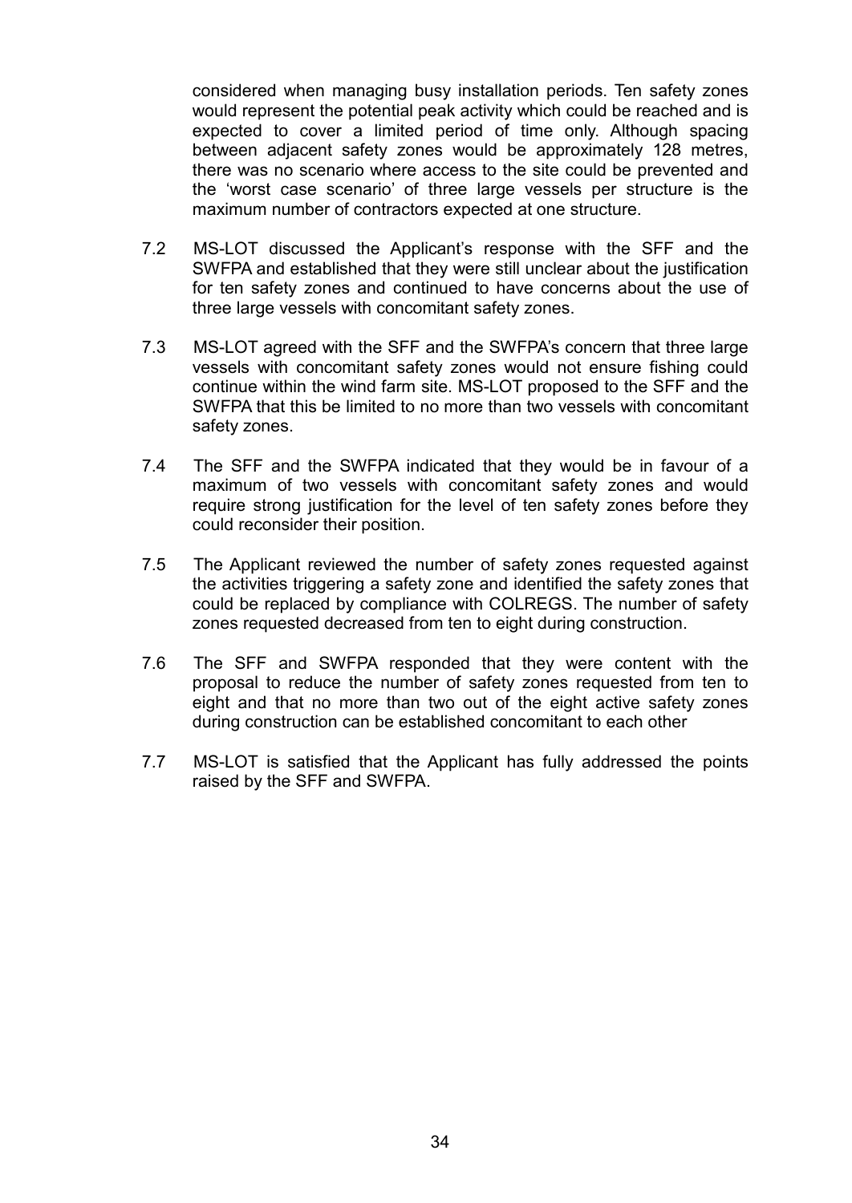considered when managing busy installation periods. Ten safety zones would represent the potential peak activity which could be reached and is expected to cover a limited period of time only. Although spacing between adjacent safety zones would be approximately 128 metres, there was no scenario where access to the site could be prevented and the 'worst case scenario' of three large vessels per structure is the maximum number of contractors expected at one structure.

7.2 MS-LOT discussed the Applicant's response with the SFF and the SWFPA and established that they were still unclear about the justification for ten safety zones and continued to have concerns about the use of three large vessels with concomitant safety zones.

7.3 MS-LOT agreed with the SFF and the SWFPA's concern that three large vessels with concomitant safety zones would not ensure fishing could continue within the wind farm site. MS-LOT proposed to the SFF and the SWFPA that this be limited to no more than two vessels with concomitant safety zones.

7.4 The SFF and the SWFPA indicated that they would be in favour of a maximum of two vessels with concomitant safety zones and would require strong justification for the level of ten safety zones before they could reconsider their position.

7.5 The Applicant reviewed the number of safety zones requested against the activities triggering a safety zone and identified the safety zones that could be replaced by compliance with COLREGS. The number of safety zones requested decreased from ten to eight during construction.

7.6 The SFF and SWFPA responded that they were content with the proposal to reduce the number of safety zones requested from ten to eight and that no more than two out of the eight active safety zones during construction can be established concomitant to each other

7.7 MS-LOT is satisfied that the Applicant has fully addressed the points raised by the SFF and SWFPA.